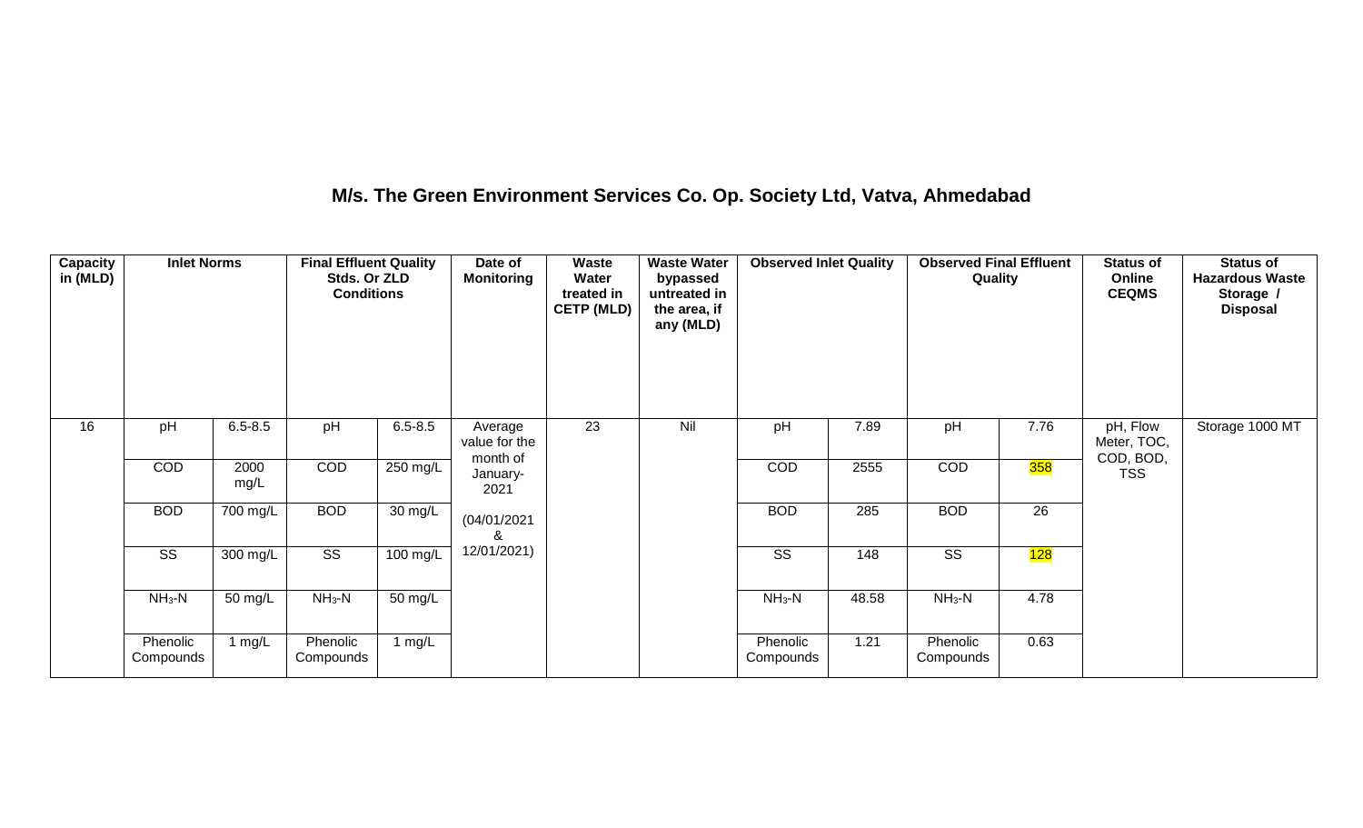# M/s. The Green Environment Services Co. Op. Society Ltd, Vatva, Ahmedabad

| Capacity in (MLD) | Inlet Norms | | Final Effluent Quality Stds. Or ZLD Conditions | | Date of Monitoring | Waste Water treated in CETP (MLD) | Waste Water bypassed untreated in the area, if any (MLD) | Observed Inlet Quality | | Observed Final Effluent Quality | | Status of Online CEQMS | Status of Hazardous Waste Storage / Disposal |
|---|---|---|---|---|---|---|---|---|---|---|---|---|---|
| 16 | pH | 6.5-8.5 | pH | 6.5-8.5 | Average value for the month of January-2021 (04/01/2021 & 12/01/2021) | 23 | Nil | pH | 7.89 | pH | 7.76 | pH, Flow Meter, TOC, COD, BOD, TSS | Storage 1000 MT |
| | COD | 2000 mg/L | COD | 250 mg/L | | | | COD | 2555 | COD | 358 | | |
| | BOD | 700 mg/L | BOD | 30 mg/L | | | | BOD | 285 | BOD | 26 | | |
| | SS | 300 mg/L | SS | 100 mg/L | | | | SS | 148 | SS | 128 | | |
| | $NH_3$-N | 50 mg/L | $NH_3$-N | 50 mg/L | | | | $NH_3$-N | 48.58 | $NH_3$-N | 4.78 | | |
| | Phenolic Compounds | 1 mg/L | Phenolic Compounds | 1 mg/L | | | | Phenolic Compounds | 1.21 | Phenolic Compounds | 0.63 | | |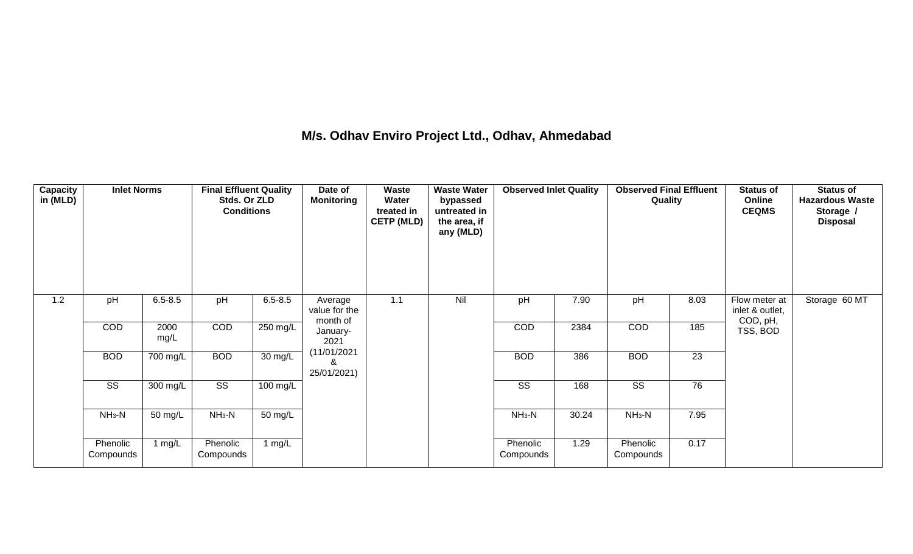# M/s. Odhav Enviro Project Ltd., Odhav, Ahmedabad

| Capacity in (MLD) | Inlet Norms | | Final Effluent Quality Stds. Or ZLD Conditions | | Date of Monitoring | Waste Water treated in CETP (MLD) | Waste Water bypassed untreated in the area, if any (MLD) | Observed Inlet Quality | | Observed Final Effluent Quality | | Status of Online CEQMS | Status of Hazardous Waste Storage / Disposal |
|---|---|---|---|---|---|---|---|---|---|---|---|---|---|
| 1.2 | pH | 6.5-8.5 | pH | 6.5-8.5 | Average value for the month of January-2021 (11/01/2021 & 25/01/2021) | 1.1 | Nil | pH | 7.90 | pH | 8.03 | Flow meter at inlet & outlet, COD, pH, TSS, BOD | Storage 60 MT |
| | COD | 2000 mg/L | COD | 250 mg/L | | | | COD | 2384 | COD | 185 | | |
| | BOD | 700 mg/L | BOD | 30 mg/L | | | | BOD | 386 | BOD | 23 | | |
| | SS | 300 mg/L | SS | 100 mg/L | | | | SS | 168 | SS | 76 | | |
| | $NH_3$-N | 50 mg/L | $NH_3$-N | 50 mg/L | | | | $NH_3$-N | 30.24 | $NH_3$-N | 7.95 | | |
| | Phenolic Compounds | 1 mg/L | Phenolic Compounds | 1 mg/L | | | | Phenolic Compounds | 1.29 | Phenolic Compounds | 0.17 | | |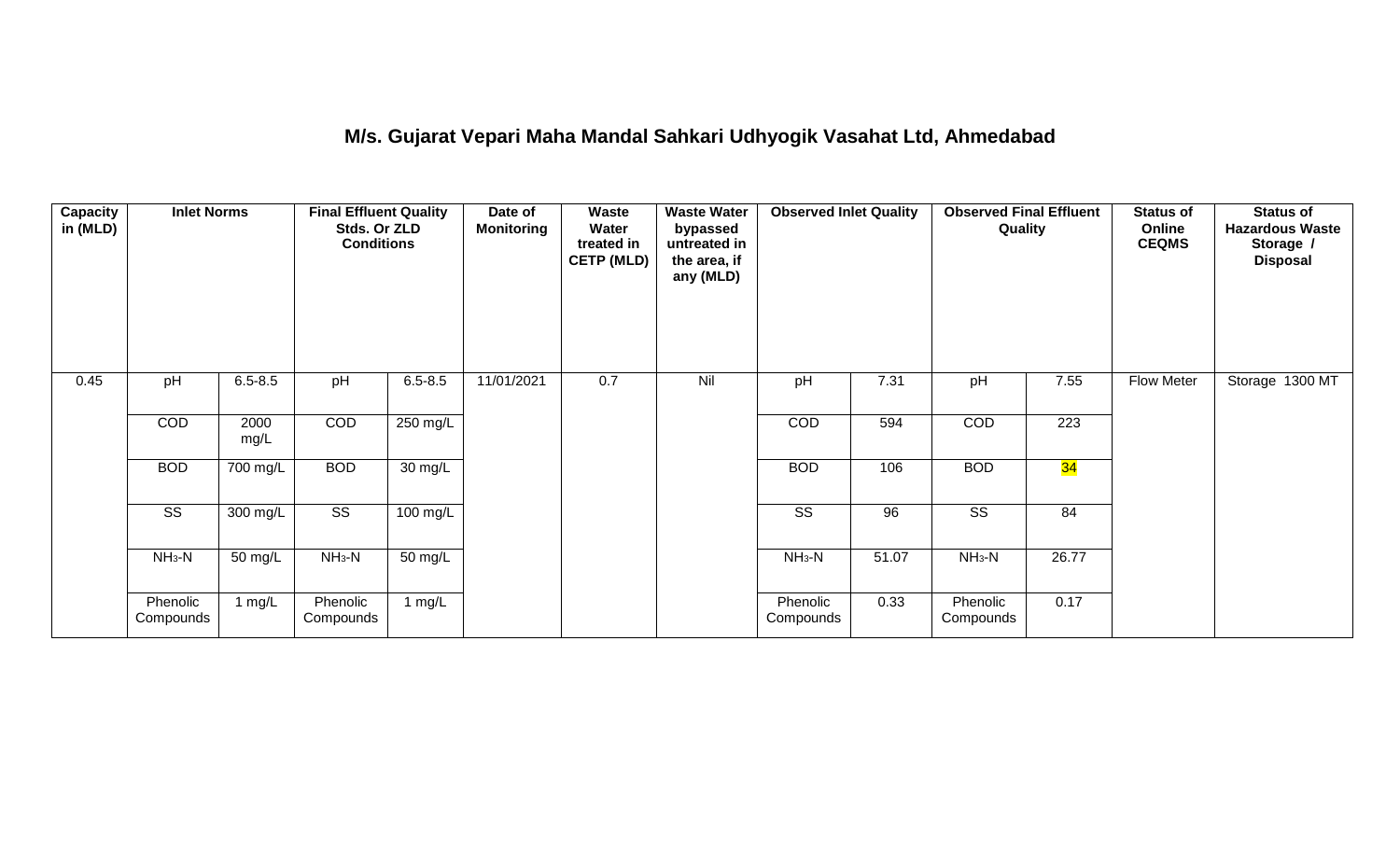# M/s. Gujarat Vepari Maha Mandal Sahkari Udhyogik Vasahat Ltd, Ahmedabad

| Capacity in (MLD) | Inlet Norms | | Final Effluent Quality Stds. Or ZLD Conditions | | Date of Monitoring | Waste Water treated in CETP (MLD) | Waste Water bypassed untreated in the area, if any (MLD) | Observed Inlet Quality | | Observed Final Effluent Quality | | Status of Online CEQMS | Status of Hazardous Waste Storage / Disposal |
|---|---|---|---|---|---|---|---|---|---|---|---|---|---|
| 0.45 | pH | 6.5-8.5 | pH | 6.5-8.5 | 11/01/2021 | 0.7 | Nil | pH | 7.31 | pH | 7.55 | Flow Meter | Storage 1300 MT |
| | COD | 2000 mg/L | COD | 250 mg/L | | | | COD | 594 | COD | 223 | | |
| | BOD | 700 mg/L | BOD | 30 mg/L | | | | BOD | 106 | BOD | 34 | | |
| | SS | 300 mg/L | SS | 100 mg/L | | | | SS | 96 | SS | 84 | | |
| | $NH_3$-N | 50 mg/L | $NH_3$-N | 50 mg/L | | | | $NH_3$-N | 51.07 | $NH_3$-N | 26.77 | | |
| | Phenolic Compounds | 1 mg/L | Phenolic Compounds | 1 mg/L | | | | Phenolic Compounds | 0.33 | Phenolic Compounds | 0.17 | | |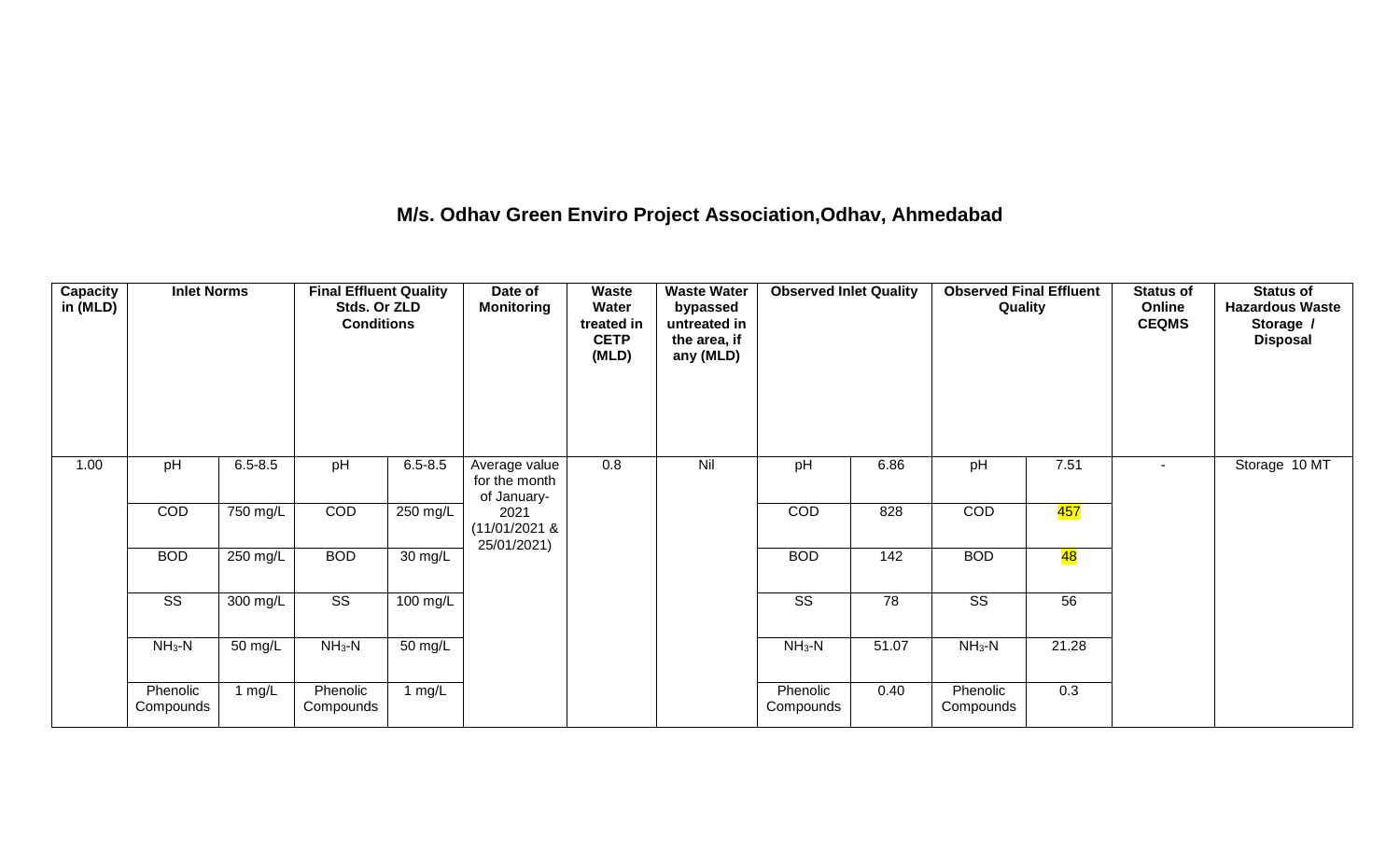## M/s. Odhav Green Enviro Project Association,Odhav, Ahmedabad

| Capacity in (MLD) | Inlet Norms | | Final Effluent Quality Stds. Or ZLD Conditions | | Date of Monitoring | Waste Water treated in CETP (MLD) | Waste Water bypassed untreated in the area, if any (MLD) | Observed Inlet Quality | | Observed Final Effluent Quality | | Status of Online CEQMS | Status of Hazardous Waste Storage / Disposal |
|---|---|---|---|---|---|---|---|---|---|---|---|---|---|
| 1.00 | pH | 6.5-8.5 | pH | 6.5-8.5 | Average value for the month of January-2021 (11/01/2021 & 25/01/2021) | 0.8 | Nil | pH | 6.86 | pH | 7.51 | - | Storage 10 MT |
| | COD | 750 mg/L | COD | 250 mg/L | | | | COD | 828 | COD | 457 | | |
| | BOD | 250 mg/L | BOD | 30 mg/L | | | | BOD | 142 | BOD | 48 | | |
| | SS | 300 mg/L | SS | 100 mg/L | | | | SS | 78 | SS | 56 | | |
| | $NH_3$-N | 50 mg/L | $NH_3$-N | 50 mg/L | | | | $NH_3$-N | 51.07 | $NH_3$-N | 21.28 | | |
| | Phenolic Compounds | 1 mg/L | Phenolic Compounds | 1 mg/L | | | | Phenolic Compounds | 0.40 | Phenolic Compounds | 0.3 | | |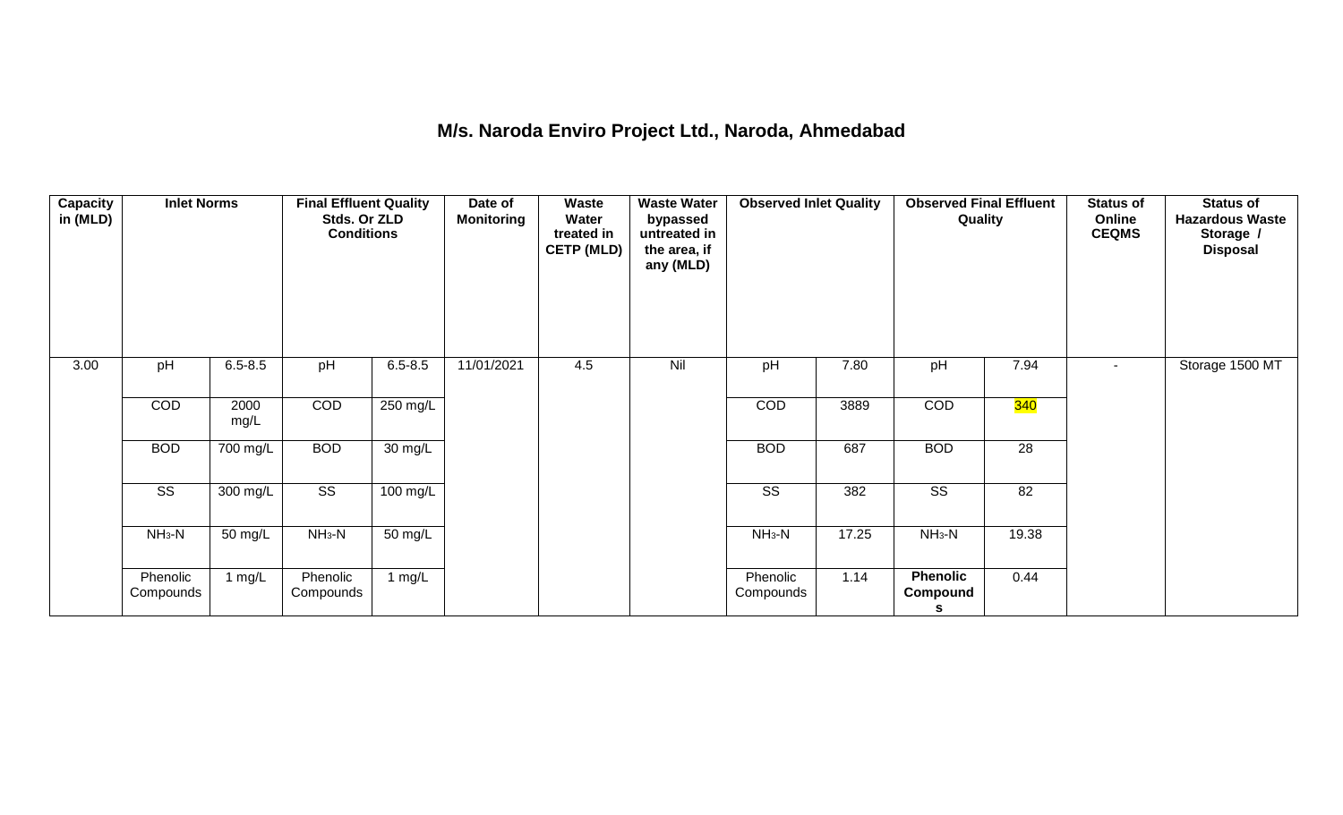# M/s. Naroda Enviro Project Ltd., Naroda, Ahmedabad

| Capacity in (MLD) | Inlet Norms | | Final Effluent Quality Stds. Or ZLD Conditions | | Date of Monitoring | Waste Water treated in CETP (MLD) | Waste Water bypassed untreated in the area, if any (MLD) | Observed Inlet Quality | | Observed Final Effluent Quality | | Status of Online CEQMS | Status of Hazardous Waste Storage / Disposal |
|---|---|---|---|---|---|---|---|---|---|---|---|---|---|
| 3.00 | pH | 6.5-8.5 | pH | 6.5-8.5 | 11/01/2021 | 4.5 | Nil | pH | 7.80 | pH | 7.94 | - | Storage 1500 MT |
| | COD | 2000 mg/L | COD | 250 mg/L | | | | COD | 3889 | COD | 340 | | |
| | BOD | 700 mg/L | BOD | 30 mg/L | | | | BOD | 687 | BOD | 28 | | |
| | SS | 300 mg/L | SS | 100 mg/L | | | | SS | 382 | SS | 82 | | |
| | $NH_3$-N | 50 mg/L | $NH_3$-N | 50 mg/L | | | | $NH_3$-N | 17.25 | $NH_3$-N | 19.38 | | |
| | Phenolic Compounds | 1 mg/L | Phenolic Compounds | 1 mg/L | | | | Phenolic Compounds | 1.14 | **Phenolic Compounds** | 0.44 | | |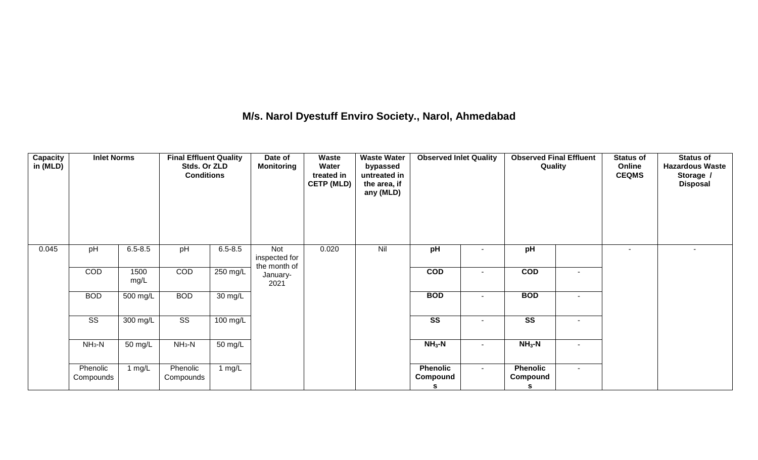## M/s. Narol Dyestuff Enviro Society., Narol, Ahmedabad

| Capacity in (MLD) | Inlet Norms | | Final Effluent Quality Stds. Or ZLD Conditions | | Date of Monitoring | Waste Water treated in CETP (MLD) | Waste Water bypassed untreated in the area, if any (MLD) | Observed Inlet Quality | | Observed Final Effluent Quality | | Status of Online CEQMS | Status of Hazardous Waste Storage / Disposal |
|---|---|---|---|---|---|---|---|---|---|---|---|---|---|
| 0.045 | pH | 6.5-8.5 | pH | 6.5-8.5 | Not inspected for the month of January-2021 | 0.020 | Nil | **pH** | - | **pH** | | - | - |
| | COD | 1500 mg/L | COD | 250 mg/L | | | | **COD** | - | **COD** | - | | |
| | BOD | 500 mg/L | BOD | 30 mg/L | | | | **BOD** | - | **BOD** | - | | |
| | SS | 300 mg/L | SS | 100 mg/L | | | | **SS** | - | **SS** | - | | |
| | $NH_3$-N | 50 mg/L | $NH_3$-N | 50 mg/L | | | | **$NH_3$-N** | - | **$NH_3$-N** | - | | |
| | Phenolic Compounds | 1 mg/L | Phenolic Compounds | 1 mg/L | | | | **Phenolic Compounds** | - | **Phenolic Compounds** | - | | |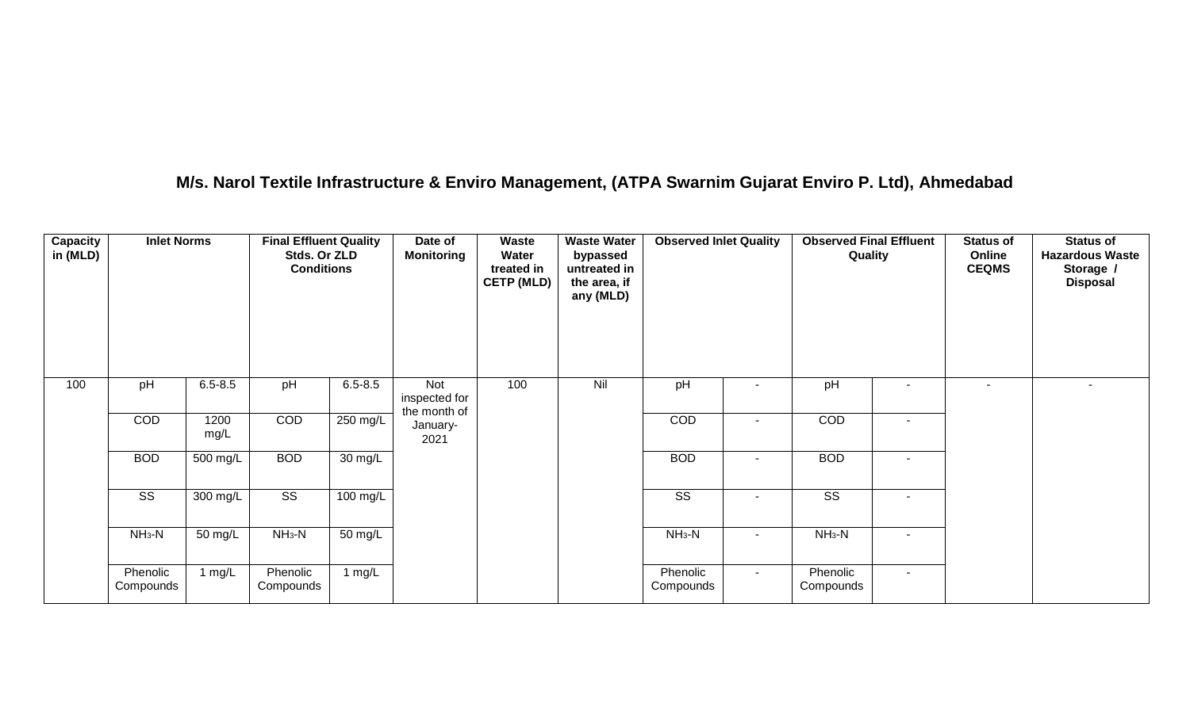## M/s. Narol Textile Infrastructure & Enviro Management, (ATPA Swarnim Gujarat Enviro P. Ltd), Ahmedabad

| Capacity in (MLD) | Inlet Norms | | Final Effluent Quality Stds. Or ZLD Conditions | | Date of Monitoring | Waste Water treated in CETP (MLD) | Waste Water bypassed untreated in the area, if any (MLD) | Observed Inlet Quality | | Observed Final Effluent Quality | | Status of Online CEQMS | Status of Hazardous Waste Storage / Disposal |
|---|---|---|---|---|---|---|---|---|---|---|---|---|---|
| 100 | pH | 6.5-8.5 | pH | 6.5-8.5 | Not inspected for the month of January-2021 | 100 | Nil | pH | - | pH | - | - | - |
| | COD | 1200 mg/L | COD | 250 mg/L | | | | COD | - | COD | - | | |
| | BOD | 500 mg/L | BOD | 30 mg/L | | | | BOD | - | BOD | - | | |
| | SS | 300 mg/L | SS | 100 mg/L | | | | SS | - | SS | - | | |
| | $NH_3$-N | 50 mg/L | $NH_3$-N | 50 mg/L | | | | $NH_3$-N | - | $NH_3$-N | - | | |
| | Phenolic Compounds | 1 mg/L | Phenolic Compounds | 1 mg/L | | | | Phenolic Compounds | - | Phenolic Compounds | - | | |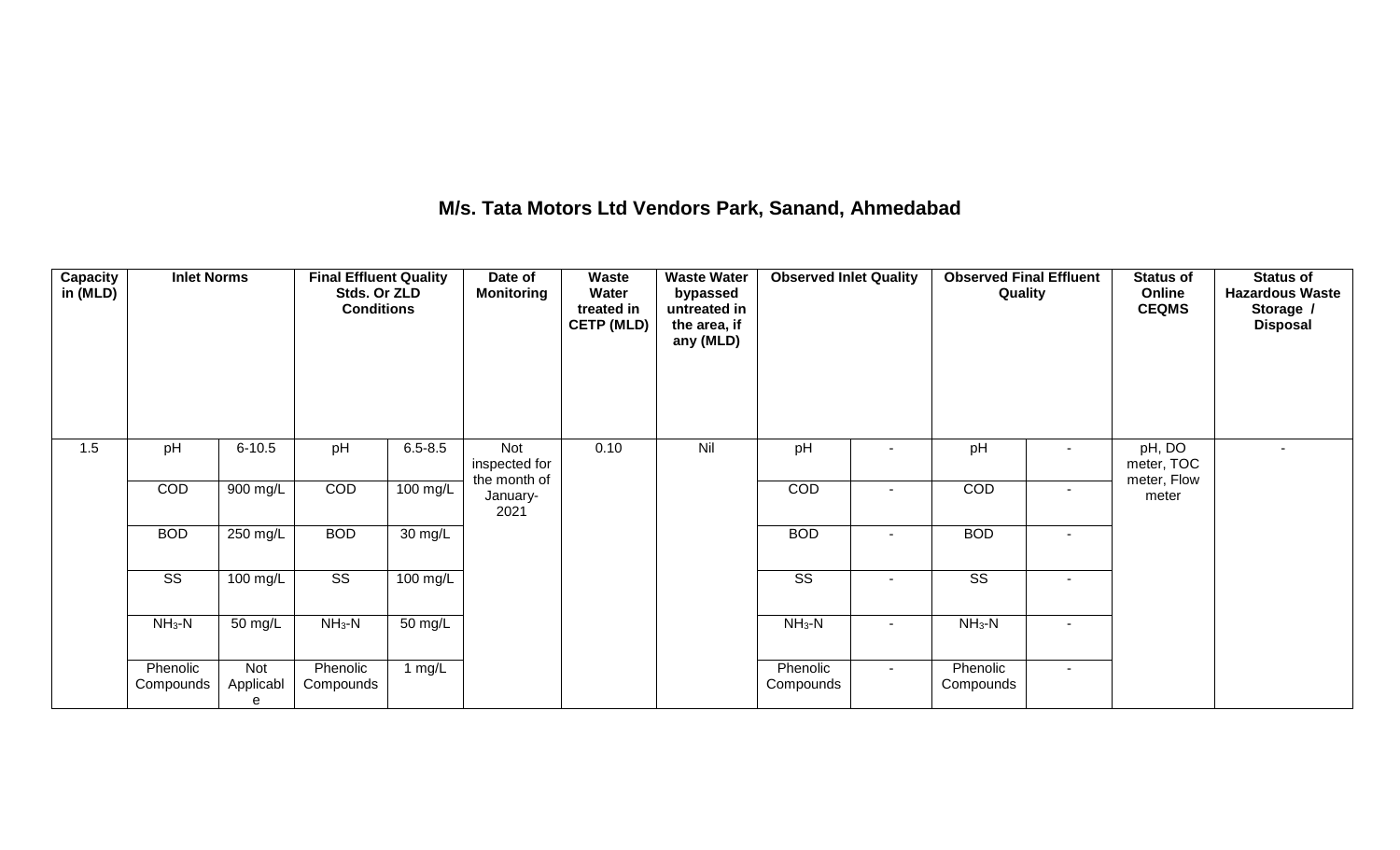# M/s. Tata Motors Ltd Vendors Park, Sanand, Ahmedabad

| Capacity in (MLD) | Inlet Norms | | Final Effluent Quality Stds. Or ZLD Conditions | | Date of Monitoring | Waste Water treated in CETP (MLD) | Waste Water bypassed untreated in the area, if any (MLD) | Observed Inlet Quality | | Observed Final Effluent Quality | | Status of Online CEQMS | Status of Hazardous Waste Storage / Disposal |
|---|---|---|---|---|---|---|---|---|---|---|---|---|---|
| 1.5 | pH | 6-10.5 | pH | 6.5-8.5 | Not inspected for the month of January-2021 | 0.10 | Nil | pH | - | pH | - | pH, DO meter, TOC meter, Flow meter | - |
| | COD | 900 mg/L | COD | 100 mg/L | | | | COD | - | COD | - | | |
| | BOD | 250 mg/L | BOD | 30 mg/L | | | | BOD | - | BOD | - | | |
| | SS | 100 mg/L | SS | 100 mg/L | | | | SS | - | SS | - | | |
| | $NH_3$-N | 50 mg/L | $NH_3$-N | 50 mg/L | | | | $NH_3$-N | - | $NH_3$-N | - | | |
| | Phenolic Compounds | Not Applicable | Phenolic Compounds | 1 mg/L | | | | Phenolic Compounds | - | Phenolic Compounds | - | | |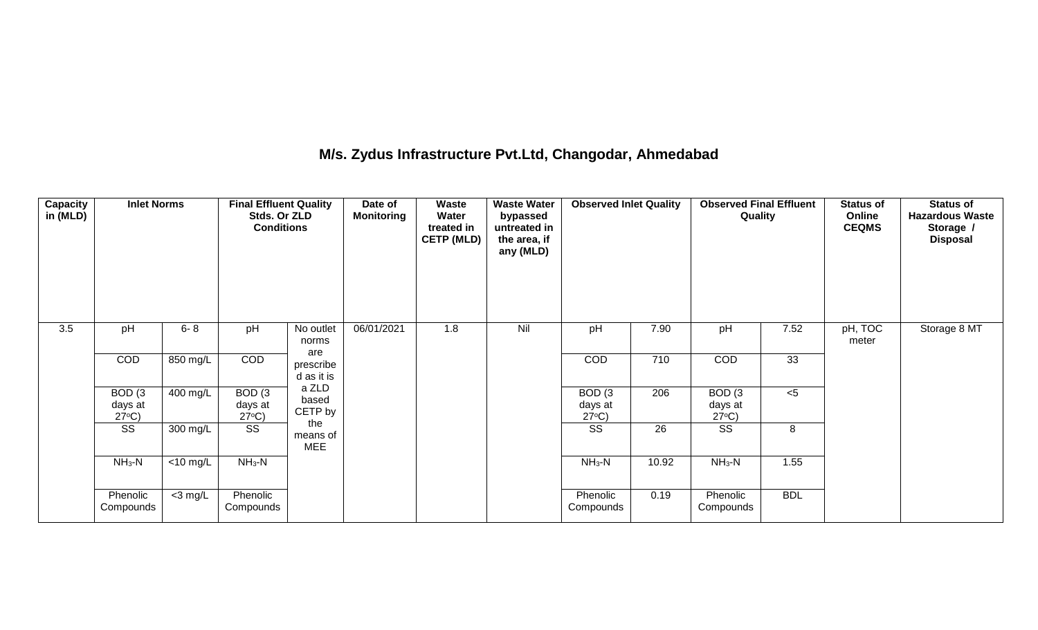## M/s. Zydus Infrastructure Pvt.Ltd, Changodar, Ahmedabad

| Capacity in (MLD) | Inlet Norms | | Final Effluent Quality Stds. Or ZLD Conditions | | Date of Monitoring | Waste Water treated in CETP (MLD) | Waste Water bypassed untreated in the area, if any (MLD) | Observed Inlet Quality | | Observed Final Effluent Quality | | Status of Online CEQMS | Status of Hazardous Waste Storage / Disposal |
|---|---|---|---|---|---|---|---|---|---|---|---|---|---|
| 3.5 | pH | 6- 8 | pH | No outlet norms are prescribed as it is a ZLD based CETP by the means of MEE | 06/01/2021 | 1.8 | Nil | pH | 7.90 | pH | 7.52 | pH, TOC meter | Storage 8 MT |
| | COD | 850 mg/L | COD | | | | | COD | 710 | COD | 33 | | |
| | BOD (3 days at 27°C) | 400 mg/L | BOD (3 days at 27°C) | | | | | BOD (3 days at 27°C) | 206 | BOD (3 days at 27°C) | <5 | | |
| | SS | 300 mg/L | SS | | | | | SS | 26 | SS | 8 | | |
| | $NH_3$-N | <10 mg/L | $NH_3$-N | | | | | $NH_3$-N | 10.92 | $NH_3$-N | 1.55 | | |
| | Phenolic Compounds | <3 mg/L | Phenolic Compounds | | | | | Phenolic Compounds | 0.19 | Phenolic Compounds | BDL | | |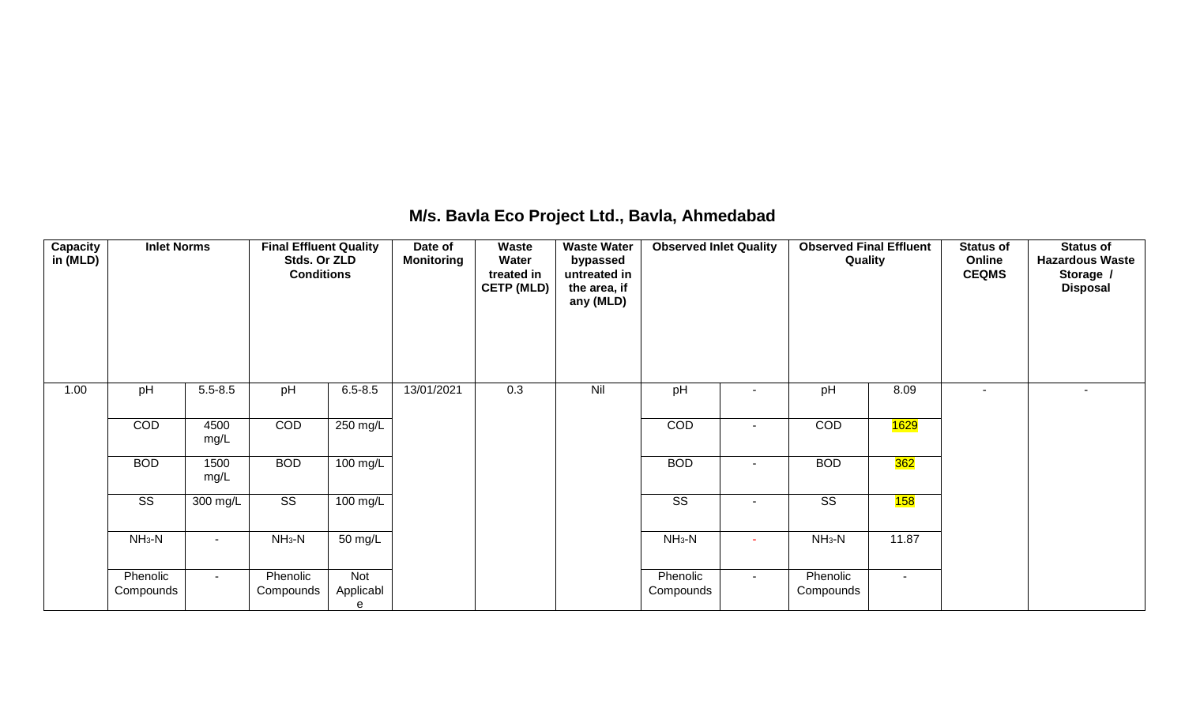## M/s. Bavla Eco Project Ltd., Bavla, Ahmedabad

| Capacity in (MLD) | Inlet Norms | | Final Effluent Quality Stds. Or ZLD Conditions | | Date of Monitoring | Waste Water treated in CETP (MLD) | Waste Water bypassed untreated in the area, if any (MLD) | Observed Inlet Quality | | Observed Final Effluent Quality | | Status of Online CEQMS | Status of Hazardous Waste Storage / Disposal |
|---|---|---|---|---|---|---|---|---|---|---|---|---|---|
| 1.00 | pH | 5.5-8.5 | pH | 6.5-8.5 | 13/01/2021 | 0.3 | Nil | pH | - | pH | 8.09 | - | - |
| | COD | 4500 mg/L | COD | 250 mg/L | | | | COD | - | COD | 1629 | | |
| | BOD | 1500 mg/L | BOD | 100 mg/L | | | | BOD | - | BOD | 362 | | |
| | SS | 300 mg/L | SS | 100 mg/L | | | | SS | - | SS | 158 | | |
| | $NH_3$-N | - | $NH_3$-N | 50 mg/L | | | | $NH_3$-N | - | $NH_3$-N | 11.87 | | |
| | Phenolic Compounds | - | Phenolic Compounds | Not Applicable | | | | Phenolic Compounds | - | Phenolic Compounds | - | | |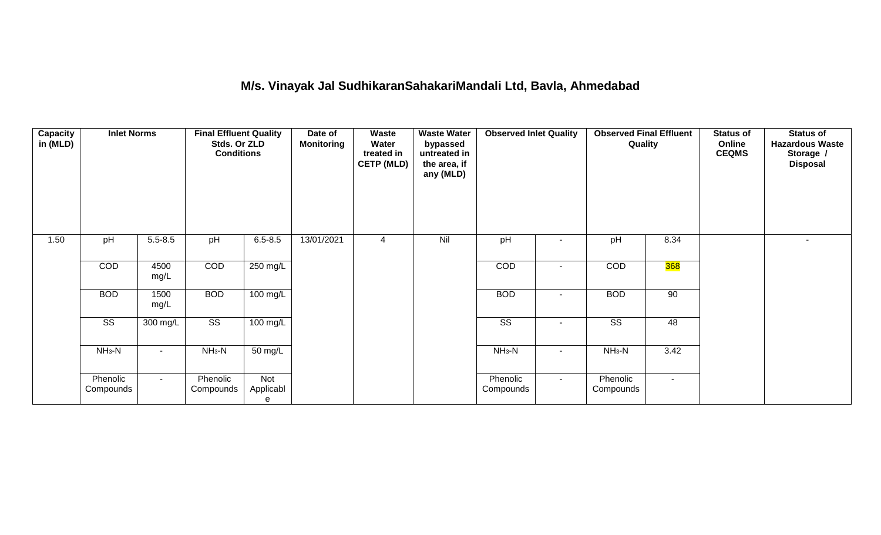## M/s. Vinayak Jal SudhikaranSahakariMandali Ltd, Bavla, Ahmedabad

| Capacity in (MLD) | Inlet Norms | | Final Effluent Quality Stds. Or ZLD Conditions | | Date of Monitoring | Waste Water treated in CETP (MLD) | Waste Water bypassed untreated in the area, if any (MLD) | Observed Inlet Quality | | Observed Final Effluent Quality | | Status of Online CEQMS | Status of Hazardous Waste Storage / Disposal |
|---|---|---|---|---|---|---|---|---|---|---|---|---|---|
| 1.50 | pH | 5.5-8.5 | pH | 6.5-8.5 | 13/01/2021 | 4 | Nil | pH | - | pH | 8.34 | | - |
| | COD | 4500 mg/L | COD | 250 mg/L | | | | COD | - | COD | 368 | | |
| | BOD | 1500 mg/L | BOD | 100 mg/L | | | | BOD | - | BOD | 90 | | |
| | SS | 300 mg/L | SS | 100 mg/L | | | | SS | - | SS | 48 | | |
| | $NH_3$-N | - | $NH_3$-N | 50 mg/L | | | | $NH_3$-N | - | $NH_3$-N | 3.42 | | |
| | Phenolic Compounds | - | Phenolic Compounds | Not Applicable | | | | Phenolic Compounds | - | Phenolic Compounds | - | | |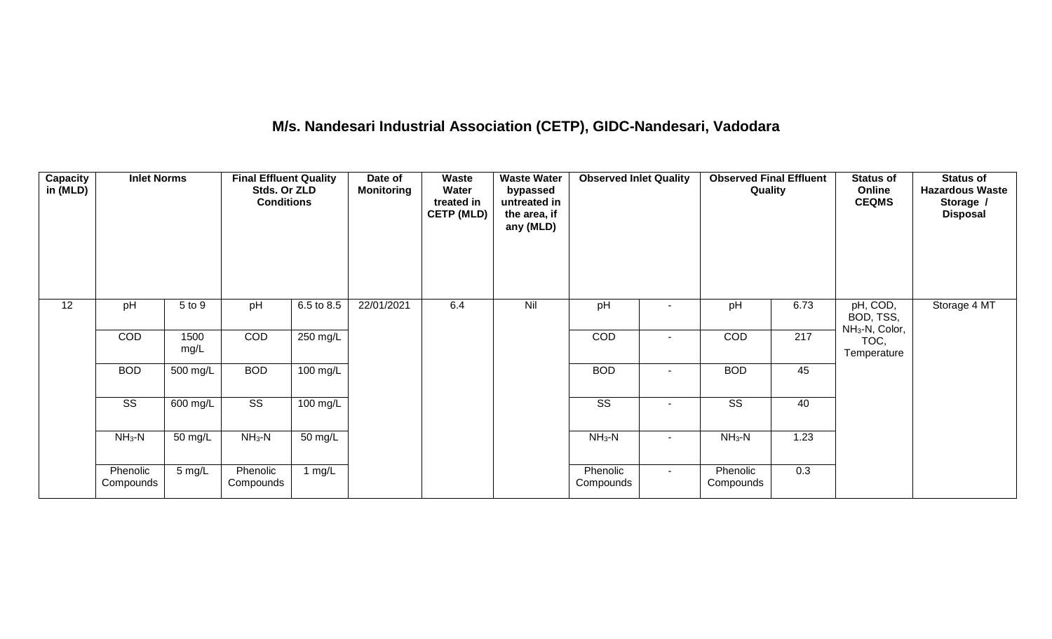## M/s. Nandesari Industrial Association (CETP), GIDC-Nandesari, Vadodara

| Capacity in (MLD) | Inlet Norms | | Final Effluent Quality Stds. Or ZLD Conditions | | Date of Monitoring | Waste Water treated in CETP (MLD) | Waste Water bypassed untreated in the area, if any (MLD) | Observed Inlet Quality | | Observed Final Effluent Quality | | Status of Online CEQMS | Status of Hazardous Waste Storage / Disposal |
|---|---|---|---|---|---|---|---|---|---|---|---|---|---|
| 12 | pH | 5 to 9 | pH | 6.5 to 8.5 | 22/01/2021 | 6.4 | Nil | pH | - | pH | 6.73 | pH, COD, BOD, TSS, $NH_3$-N, Color, TOC, Temperature | Storage 4 MT |
| | COD | 1500 mg/L | COD | 250 mg/L | | | | COD | - | COD | 217 | | |
| | BOD | 500 mg/L | BOD | 100 mg/L | | | | BOD | - | BOD | 45 | | |
| | SS | 600 mg/L | SS | 100 mg/L | | | | SS | - | SS | 40 | | |
| | $NH_3$-N | 50 mg/L | $NH_3$-N | 50 mg/L | | | | $NH_3$-N | - | $NH_3$-N | 1.23 | | |
| | Phenolic Compounds | 5 mg/L | Phenolic Compounds | 1 mg/L | | | | Phenolic Compounds | - | Phenolic Compounds | 0.3 | | |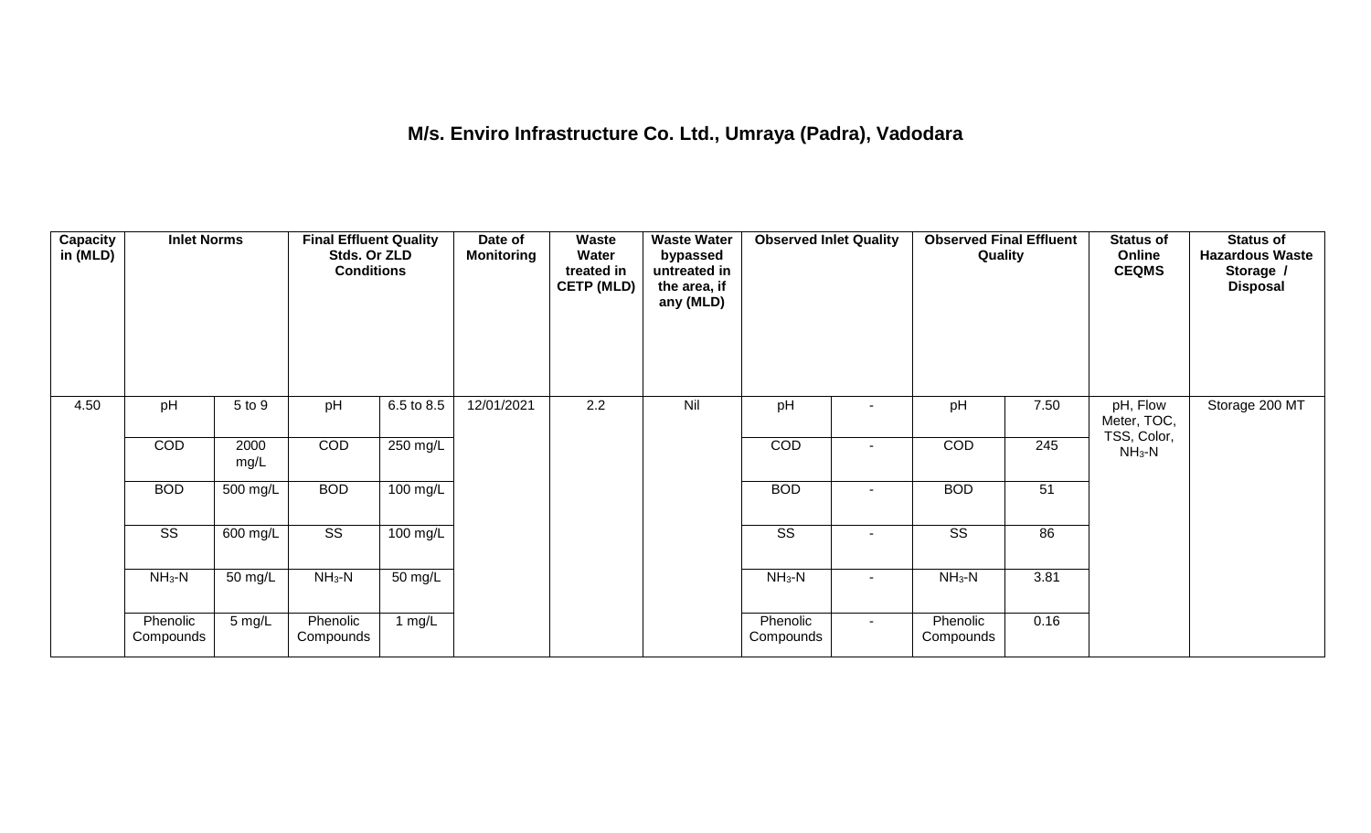## M/s. Enviro Infrastructure Co. Ltd., Umraya (Padra), Vadodara

| Capacity in (MLD) | Inlet Norms | | Final Effluent Quality Stds. Or ZLD Conditions | | Date of Monitoring | Waste Water treated in CETP (MLD) | Waste Water bypassed untreated in the area, if any (MLD) | Observed Inlet Quality | | Observed Final Effluent Quality | | Status of Online CEQMS | Status of Hazardous Waste Storage / Disposal |
|---|---|---|---|---|---|---|---|---|---|---|---|---|---|
| 4.50 | pH | 5 to 9 | pH | 6.5 to 8.5 | 12/01/2021 | 2.2 | Nil | pH | - | pH | 7.50 | pH, Flow Meter, TOC, TSS, Color, $NH_3$-N | Storage 200 MT |
| | COD | 2000 mg/L | COD | 250 mg/L | | | | COD | - | COD | 245 | | |
| | BOD | 500 mg/L | BOD | 100 mg/L | | | | BOD | - | BOD | 51 | | |
| | SS | 600 mg/L | SS | 100 mg/L | | | | SS | - | SS | 86 | | |
| | $NH_3$-N | 50 mg/L | $NH_3$-N | 50 mg/L | | | | $NH_3$-N | - | $NH_3$-N | 3.81 | | |
| | Phenolic Compounds | 5 mg/L | Phenolic Compounds | 1 mg/L | | | | Phenolic Compounds | - | Phenolic Compounds | 0.16 | | |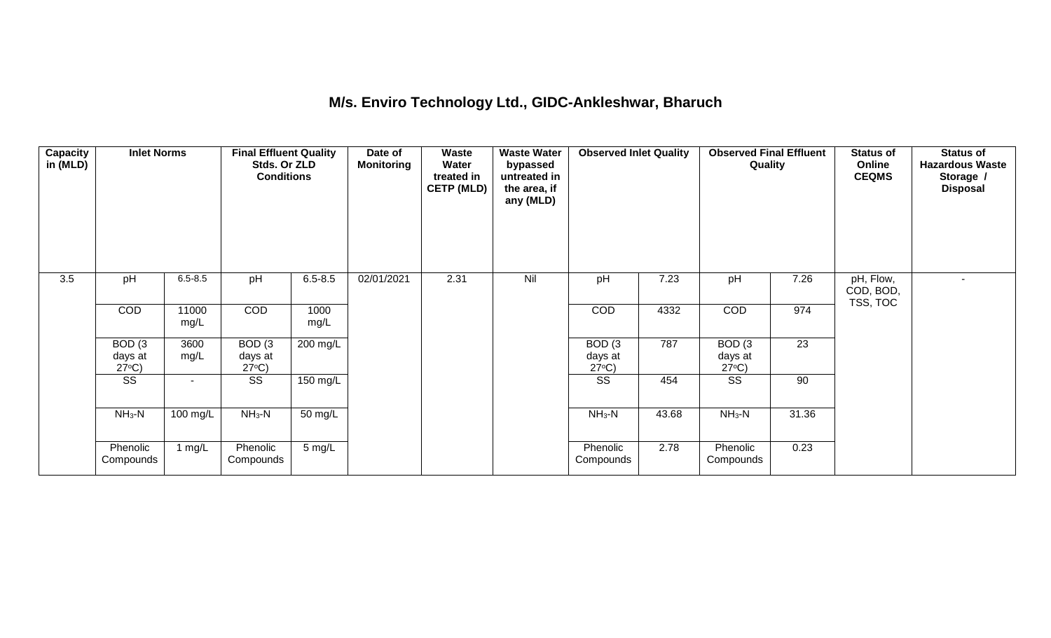# M/s. Enviro Technology Ltd., GIDC-Ankleshwar, Bharuch

| Capacity in (MLD) | Inlet Norms | | Final Effluent Quality Stds. Or ZLD Conditions | | Date of Monitoring | Waste Water treated in CETP (MLD) | Waste Water bypassed untreated in the area, if any (MLD) | Observed Inlet Quality | | Observed Final Effluent Quality | | Status of Online CEQMS | Status of Hazardous Waste Storage / Disposal |
|---|---|---|---|---|---|---|---|---|---|---|---|---|---|
| 3.5 | pH | 6.5-8.5 | pH | 6.5-8.5 | 02/01/2021 | 2.31 | Nil | pH | 7.23 | pH | 7.26 | pH, Flow, COD, BOD, TSS, TOC | - |
| | COD | 11000 mg/L | COD | 1000 mg/L | | | | COD | 4332 | COD | 974 | | |
| | BOD (3 days at 27°C) | 3600 mg/L | BOD (3 days at 27°C) | 200 mg/L | | | | BOD (3 days at 27°C) | 787 | BOD (3 days at 27°C) | 23 | | |
| | SS | - | SS | 150 mg/L | | | | SS | 454 | SS | 90 | | |
| | $NH_3$-N | 100 mg/L | $NH_3$-N | 50 mg/L | | | | $NH_3$-N | 43.68 | $NH_3$-N | 31.36 | | |
| | Phenolic Compounds | 1 mg/L | Phenolic Compounds | 5 mg/L | | | | Phenolic Compounds | 2.78 | Phenolic Compounds | 0.23 | | |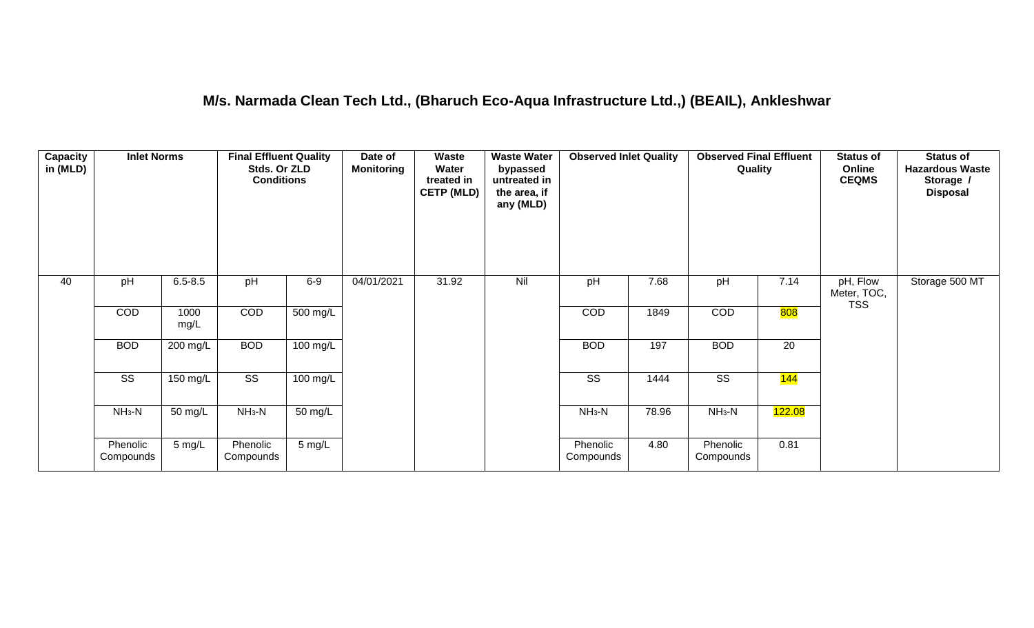## M/s. Narmada Clean Tech Ltd., (Bharuch Eco-Aqua Infrastructure Ltd.,) (BEAIL), Ankleshwar

| Capacity in (MLD) | Inlet Norms | | Final Effluent Quality Stds. Or ZLD Conditions | | Date of Monitoring | Waste Water treated in CETP (MLD) | Waste Water bypassed untreated in the area, if any (MLD) | Observed Inlet Quality | | Observed Final Effluent Quality | | Status of Online CEQMS | Status of Hazardous Waste Storage / Disposal |
|---|---|---|---|---|---|---|---|---|---|---|---|---|---|
| 40 | pH | 6.5-8.5 | pH | 6-9 | 04/01/2021 | 31.92 | Nil | pH | 7.68 | pH | 7.14 | pH, Flow Meter, TOC, TSS | Storage 500 MT |
| | COD | 1000 mg/L | COD | 500 mg/L | | | | COD | 1849 | COD | 808 | | |
| | BOD | 200 mg/L | BOD | 100 mg/L | | | | BOD | 197 | BOD | 20 | | |
| | SS | 150 mg/L | SS | 100 mg/L | | | | SS | 1444 | SS | 144 | | |
| | $NH_3$-N | 50 mg/L | $NH_3$-N | 50 mg/L | | | | $NH_3$-N | 78.96 | $NH_3$-N | 122.08 | | |
| | Phenolic Compounds | 5 mg/L | Phenolic Compounds | 5 mg/L | | | | Phenolic Compounds | 4.80 | Phenolic Compounds | 0.81 | | |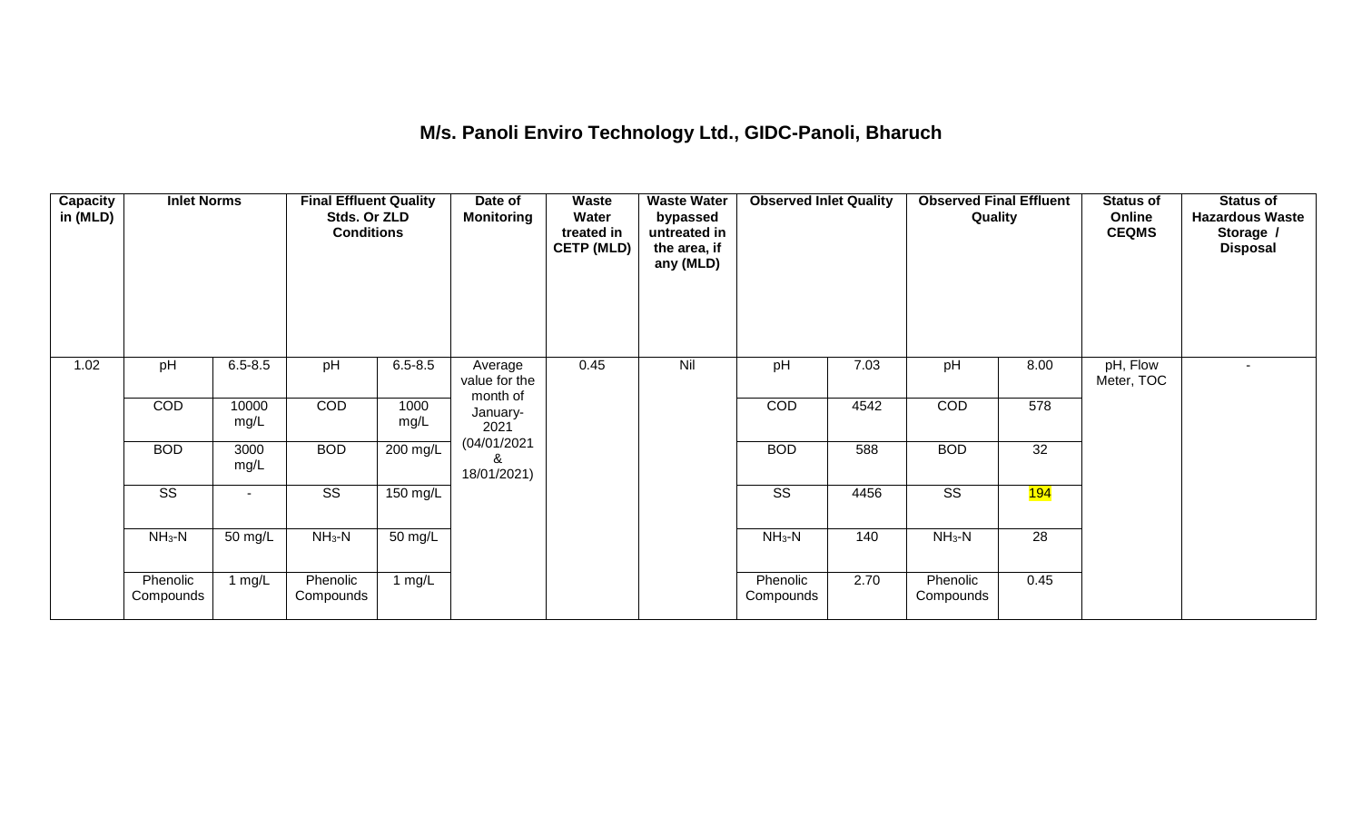# M/s. Panoli Enviro Technology Ltd., GIDC-Panoli, Bharuch

| Capacity in (MLD) | Inlet Norms | | Final Effluent Quality Stds. Or ZLD Conditions | | Date of Monitoring | Waste Water treated in CETP (MLD) | Waste Water bypassed untreated in the area, if any (MLD) | Observed Inlet Quality | | Observed Final Effluent Quality | | Status of Online CEQMS | Status of Hazardous Waste Storage / Disposal |
|---|---|---|---|---|---|---|---|---|---|---|---|---|---|
| 1.02 | pH | 6.5-8.5 | pH | 6.5-8.5 | Average value for the month of January-2021 (04/01/2021 & 18/01/2021) | 0.45 | Nil | pH | 7.03 | pH | 8.00 | pH, Flow Meter, TOC | - |
| | COD | 10000 mg/L | COD | 1000 mg/L | | | | COD | 4542 | COD | 578 | | |
| | BOD | 3000 mg/L | BOD | 200 mg/L | | | | BOD | 588 | BOD | 32 | | |
| | SS | - | SS | 150 mg/L | | | | SS | 4456 | SS | 194 | | |
| | $NH_3$-N | 50 mg/L | $NH_3$-N | 50 mg/L | | | | $NH_3$-N | 140 | $NH_3$-N | 28 | | |
| | Phenolic Compounds | 1 mg/L | Phenolic Compounds | 1 mg/L | | | | Phenolic Compounds | 2.70 | Phenolic Compounds | 0.45 | | |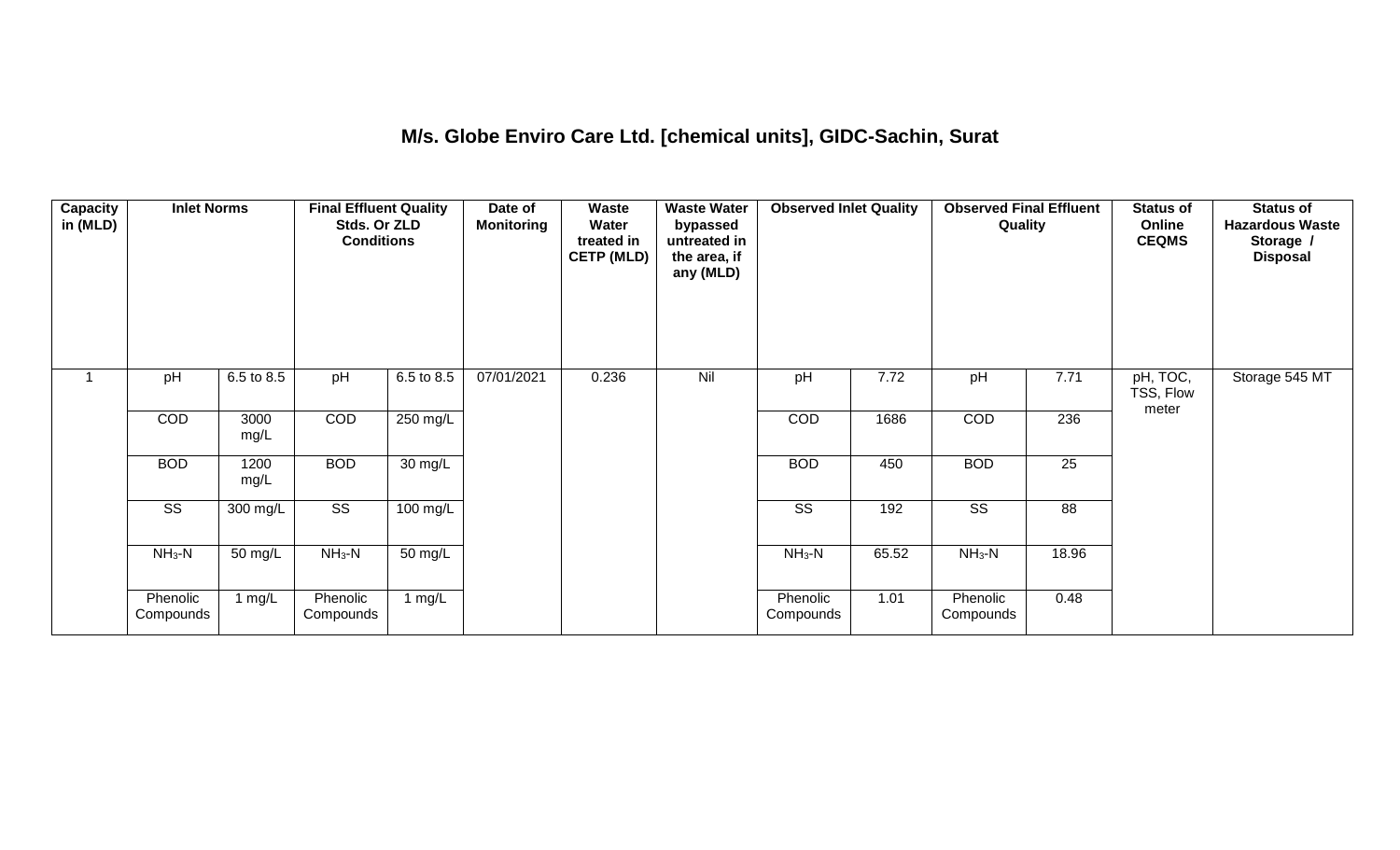# M/s. Globe Enviro Care Ltd. [chemical units], GIDC-Sachin, Surat

| Capacity in (MLD) | Inlet Norms | | Final Effluent Quality Stds. Or ZLD Conditions | | Date of Monitoring | Waste Water treated in CETP (MLD) | Waste Water bypassed untreated in the area, if any (MLD) | Observed Inlet Quality | | Observed Final Effluent Quality | | Status of Online CEQMS | Status of Hazardous Waste Storage / Disposal |
|---|---|---|---|---|---|---|---|---|---|---|---|---|---|
| 1 | pH | 6.5 to 8.5 | pH | 6.5 to 8.5 | 07/01/2021 | 0.236 | Nil | pH | 7.72 | pH | 7.71 | pH, TOC, TSS, Flow meter | Storage 545 MT |
| | COD | 3000 mg/L | COD | 250 mg/L | | | | COD | 1686 | COD | 236 | | |
| | BOD | 1200 mg/L | BOD | 30 mg/L | | | | BOD | 450 | BOD | 25 | | |
| | SS | 300 mg/L | SS | 100 mg/L | | | | SS | 192 | SS | 88 | | |
| | $NH_3$-N | 50 mg/L | $NH_3$-N | 50 mg/L | | | | $NH_3$-N | 65.52 | $NH_3$-N | 18.96 | | |
| | Phenolic Compounds | 1 mg/L | Phenolic Compounds | 1 mg/L | | | | Phenolic Compounds | 1.01 | Phenolic Compounds | 0.48 | | |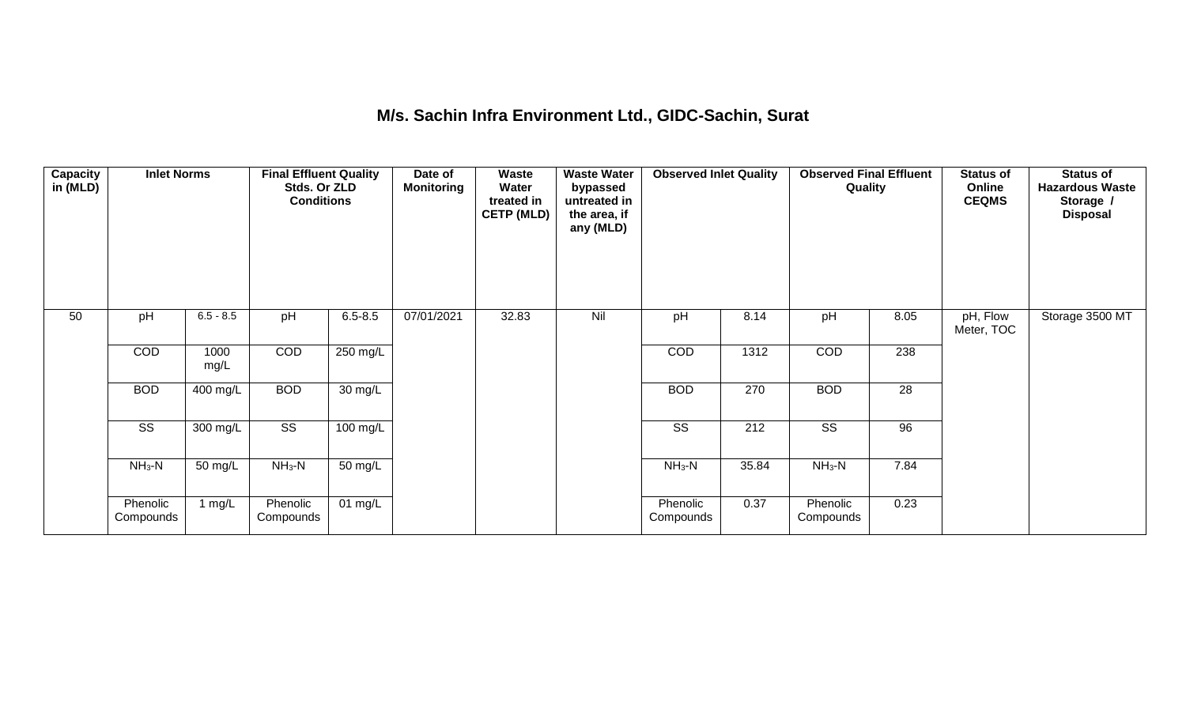# M/s. Sachin Infra Environment Ltd., GIDC-Sachin, Surat

| Capacity in (MLD) | Inlet Norms | | Final Effluent Quality Stds. Or ZLD Conditions | | Date of Monitoring | Waste Water treated in CETP (MLD) | Waste Water bypassed untreated in the area, if any (MLD) | Observed Inlet Quality | | Observed Final Effluent Quality | | Status of Online CEQMS | Status of Hazardous Waste Storage / Disposal |
|---|---|---|---|---|---|---|---|---|---|---|---|---|---|
| 50 | pH | 6.5 - 8.5 | pH | 6.5-8.5 | 07/01/2021 | 32.83 | Nil | pH | 8.14 | pH | 8.05 | pH, Flow Meter, TOC | Storage 3500 MT |
| | COD | 1000 mg/L | COD | 250 mg/L | | | | COD | 1312 | COD | 238 | | |
| | BOD | 400 mg/L | BOD | 30 mg/L | | | | BOD | 270 | BOD | 28 | | |
| | SS | 300 mg/L | SS | 100 mg/L | | | | SS | 212 | SS | 96 | | |
| | $NH_3$-N | 50 mg/L | $NH_3$-N | 50 mg/L | | | | $NH_3$-N | 35.84 | $NH_3$-N | 7.84 | | |
| | Phenolic Compounds | 1 mg/L | Phenolic Compounds | 01 mg/L | | | | Phenolic Compounds | 0.37 | Phenolic Compounds | 0.23 | | |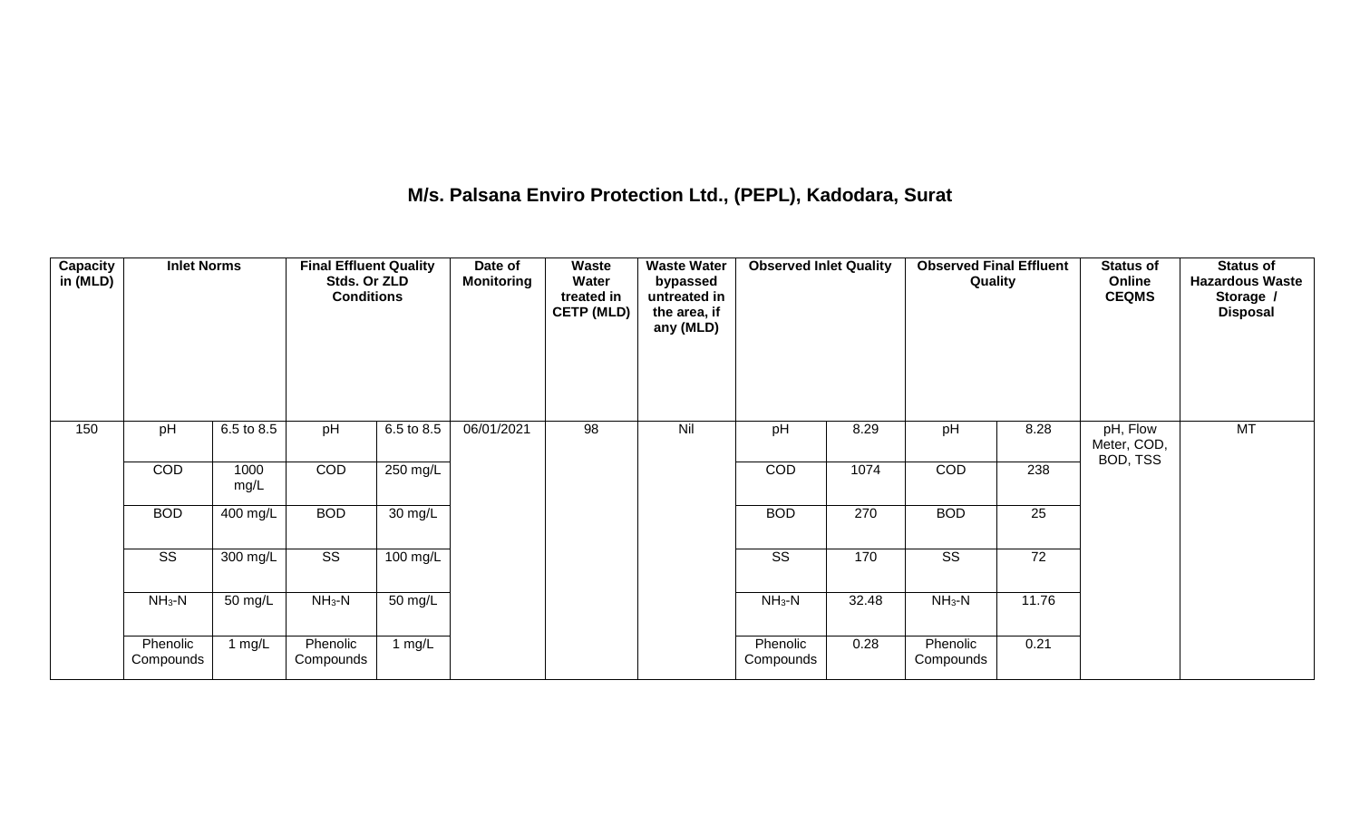### M/s. Palsana Enviro Protection Ltd., (PEPL), Kadodara, Surat

| Capacity in (MLD) | Inlet Norms | | Final Effluent Quality Stds. Or ZLD Conditions | | Date of Monitoring | Waste Water treated in CETP (MLD) | Waste Water bypassed untreated in the area, if any (MLD) | Observed Inlet Quality | | Observed Final Effluent Quality | | Status of Online CEQMS | Status of Hazardous Waste Storage / Disposal |
|---|---|---|---|---|---|---|---|---|---|---|---|---|---|
| 150 | pH | 6.5 to 8.5 | pH | 6.5 to 8.5 | 06/01/2021 | 98 | Nil | pH | 8.29 | pH | 8.28 | pH, Flow Meter, COD, BOD, TSS | MT |
| | COD | 1000 mg/L | COD | 250 mg/L | | | | COD | 1074 | COD | 238 | | |
| | BOD | 400 mg/L | BOD | 30 mg/L | | | | BOD | 270 | BOD | 25 | | |
| | SS | 300 mg/L | SS | 100 mg/L | | | | SS | 170 | SS | 72 | | |
| | $NH_3$-N | 50 mg/L | $NH_3$-N | 50 mg/L | | | | $NH_3$-N | 32.48 | $NH_3$-N | 11.76 | | |
| | Phenolic Compounds | 1 mg/L | Phenolic Compounds | 1 mg/L | | | | Phenolic Compounds | 0.28 | Phenolic Compounds | 0.21 | | |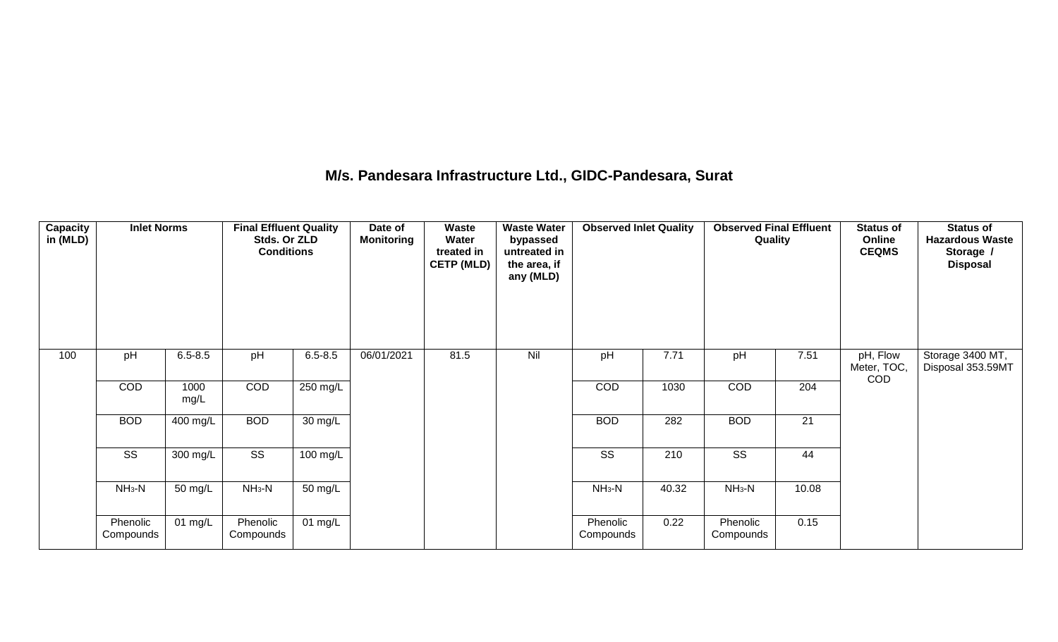## M/s. Pandesara Infrastructure Ltd., GIDC-Pandesara, Surat

| Capacity in (MLD) | Inlet Norms | | Final Effluent Quality Stds. Or ZLD Conditions | | Date of Monitoring | Waste Water treated in CETP (MLD) | Waste Water bypassed untreated in the area, if any (MLD) | Observed Inlet Quality | | Observed Final Effluent Quality | | Status of Online CEQMS | Status of Hazardous Waste Storage / Disposal |
|---|---|---|---|---|---|---|---|---|---|---|---|---|---|
| 100 | pH | 6.5-8.5 | pH | 6.5-8.5 | 06/01/2021 | 81.5 | Nil | pH | 7.71 | pH | 7.51 | pH, Flow Meter, TOC, COD | Storage 3400 MT, Disposal 353.59MT |
| | COD | 1000 mg/L | COD | 250 mg/L | | | | COD | 1030 | COD | 204 | | |
| | BOD | 400 mg/L | BOD | 30 mg/L | | | | BOD | 282 | BOD | 21 | | |
| | SS | 300 mg/L | SS | 100 mg/L | | | | SS | 210 | SS | 44 | | |
| | $NH_3$-N | 50 mg/L | $NH_3$-N | 50 mg/L | | | | $NH_3$-N | 40.32 | $NH_3$-N | 10.08 | | |
| | Phenolic Compounds | 01 mg/L | Phenolic Compounds | 01 mg/L | | | | Phenolic Compounds | 0.22 | Phenolic Compounds | 0.15 | | |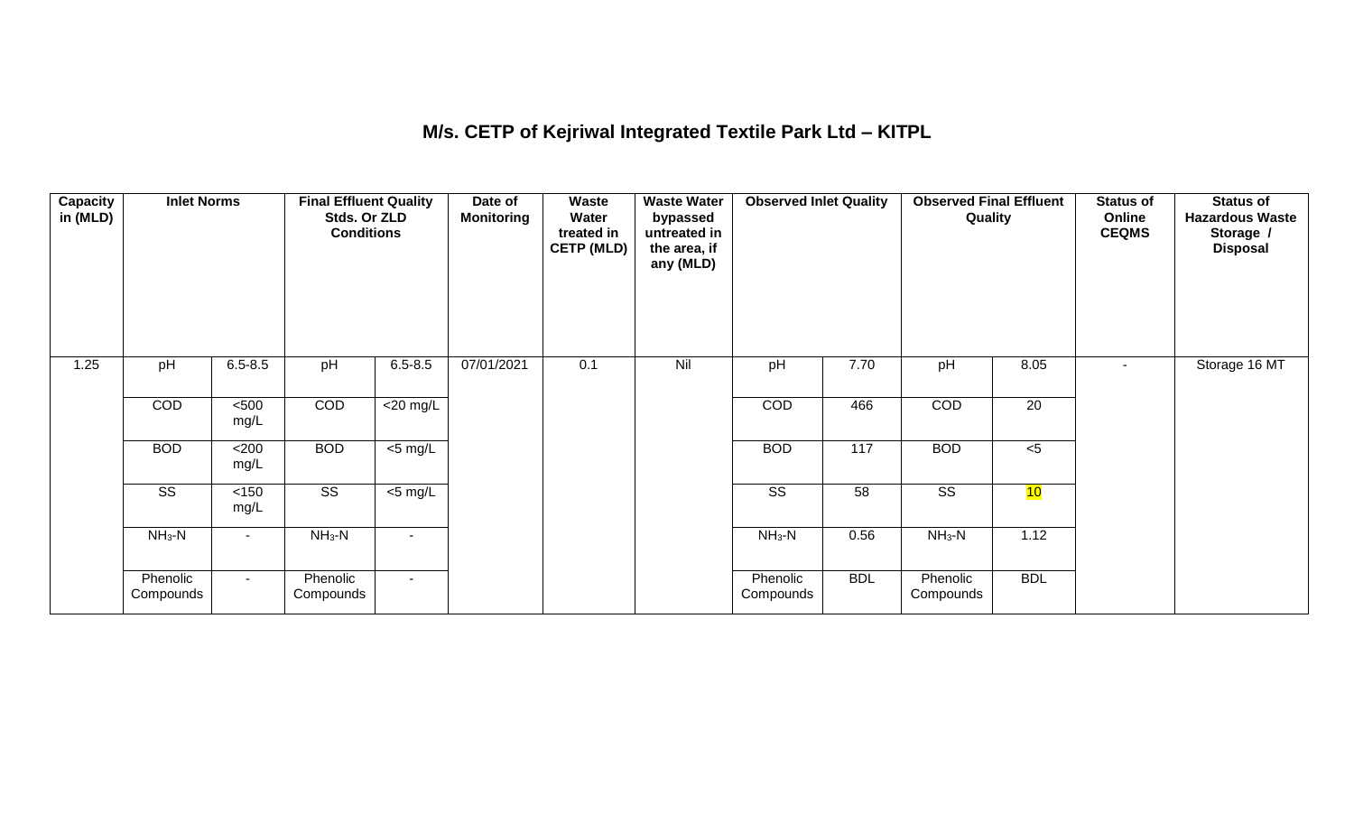## M/s. CETP of Kejriwal Integrated Textile Park Ltd – KITPL

| Capacity in (MLD) | Inlet Norms | | Final Effluent Quality Stds. Or ZLD Conditions | | Date of Monitoring | Waste Water treated in CETP (MLD) | Waste Water bypassed untreated in the area, if any (MLD) | Observed Inlet Quality | | Observed Final Effluent Quality | | Status of Online CEQMS | Status of Hazardous Waste Storage / Disposal |
|---|---|---|---|---|---|---|---|---|---|---|---|---|---|
| 1.25 | pH | 6.5-8.5 | pH | 6.5-8.5 | 07/01/2021 | 0.1 | Nil | pH | 7.70 | pH | 8.05 | - | Storage 16 MT |
| | COD | <500 mg/L | COD | <20 mg/L | | | | COD | 466 | COD | 20 | | |
| | BOD | <200 mg/L | BOD | <5 mg/L | | | | BOD | 117 | BOD | <5 | | |
| | SS | <150 mg/L | SS | <5 mg/L | | | | SS | 58 | SS | 10 | | |
| | $NH_3$-N | - | $NH_3$-N | - | | | | $NH_3$-N | 0.56 | $NH_3$-N | 1.12 | | |
| | Phenolic Compounds | - | Phenolic Compounds | - | | | | Phenolic Compounds | BDL | Phenolic Compounds | BDL | | |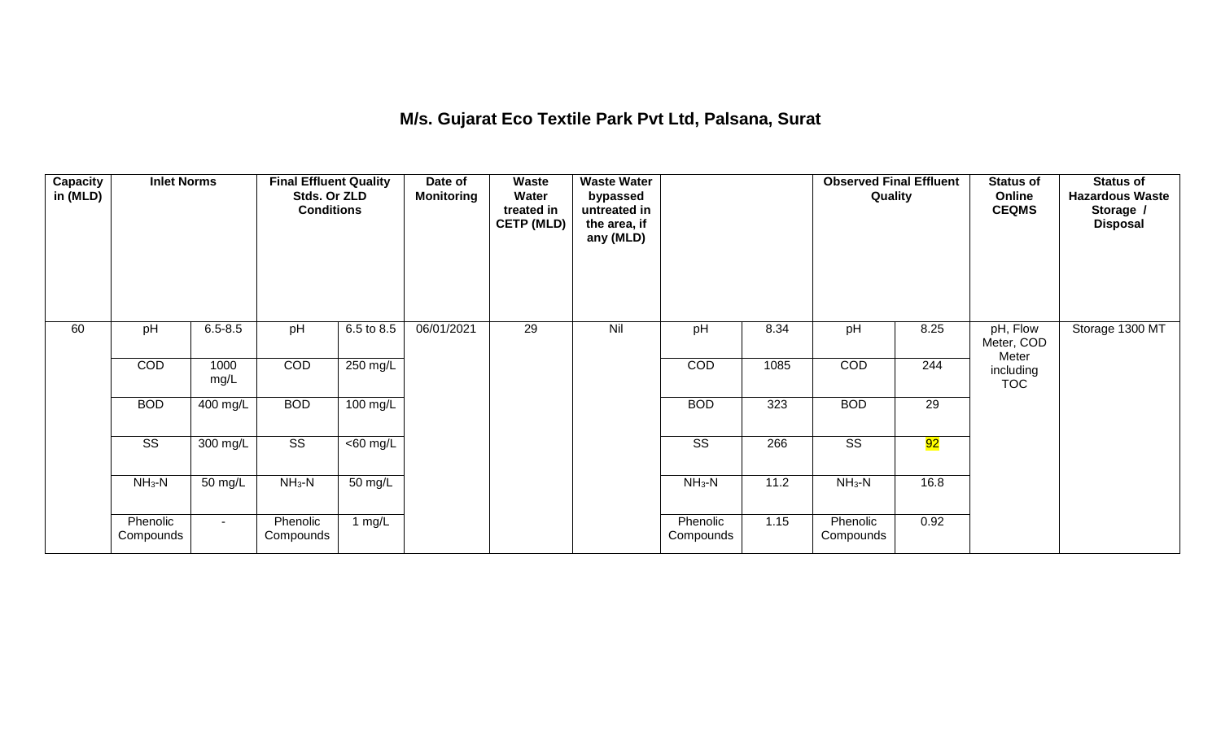# M/s. Gujarat Eco Textile Park Pvt Ltd, Palsana, Surat

| Capacity in (MLD) | Inlet Norms | | Final Effluent Quality Stds. Or ZLD Conditions | | Date of Monitoring | Waste Water treated in CETP (MLD) | Waste Water bypassed untreated in the area, if any (MLD) | | | Observed Final Effluent Quality | | Status of Online CEQMS | Status of Hazardous Waste Storage / Disposal |
|---|---|---|---|---|---|---|---|---|---|---|---|---|---|
| 60 | pH | 6.5-8.5 | pH | 6.5 to 8.5 | 06/01/2021 | 29 | Nil | pH | 8.34 | pH | 8.25 | pH, Flow Meter, COD Meter including TOC | Storage 1300 MT |
| | COD | 1000 mg/L | COD | 250 mg/L | | | | COD | 1085 | COD | 244 | | |
| | BOD | 400 mg/L | BOD | 100 mg/L | | | | BOD | 323 | BOD | 29 | | |
| | SS | 300 mg/L | SS | <60 mg/L | | | | SS | 266 | SS | 92 | | |
| | $NH_3$-N | 50 mg/L | $NH_3$-N | 50 mg/L | | | | $NH_3$-N | 11.2 | $NH_3$-N | 16.8 | | |
| | Phenolic Compounds | - | Phenolic Compounds | 1 mg/L | | | | Phenolic Compounds | 1.15 | Phenolic Compounds | 0.92 | | |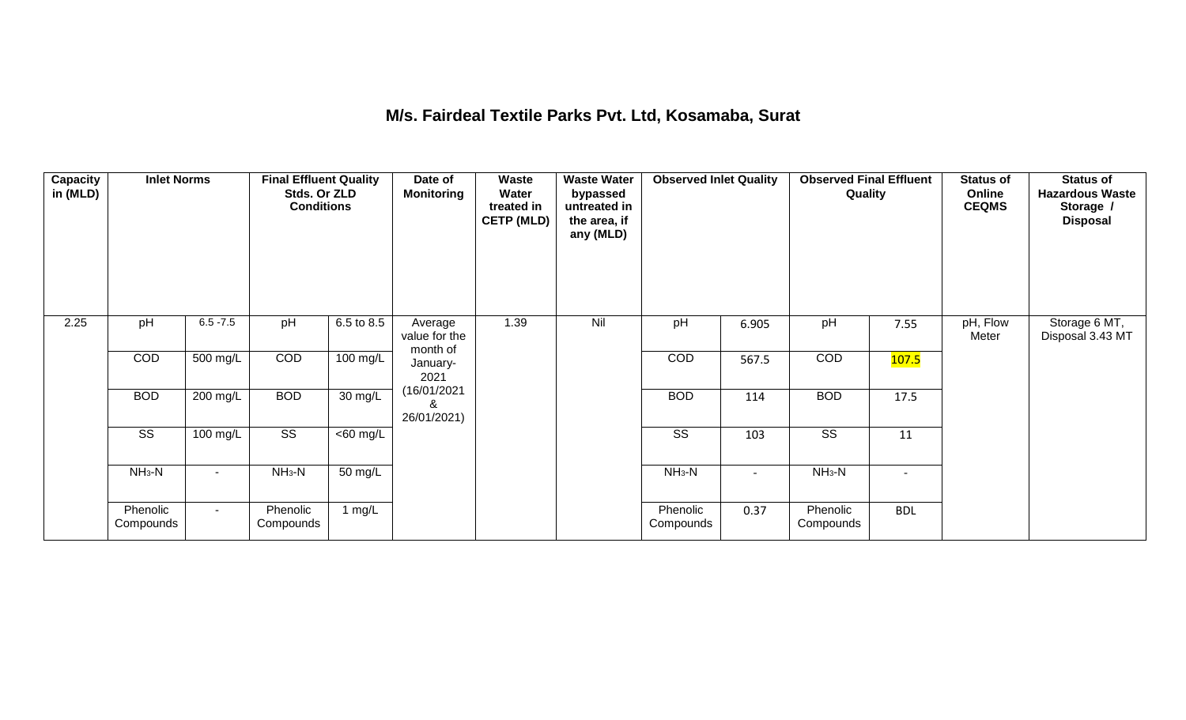# M/s. Fairdeal Textile Parks Pvt. Ltd, Kosamaba, Surat

| Capacity in (MLD) | Inlet Norms | | Final Effluent Quality Stds. Or ZLD Conditions | | Date of Monitoring | Waste Water treated in CETP (MLD) | Waste Water bypassed untreated in the area, if any (MLD) | Observed Inlet Quality | | Observed Final Effluent Quality | | Status of Online CEQMS | Status of Hazardous Waste Storage / Disposal |
|---|---|---|---|---|---|---|---|---|---|---|---|---|---|
| 2.25 | pH | 6.5 -7.5 | pH | 6.5 to 8.5 | Average value for the month of January-2021 (16/01/2021 & 26/01/2021) | 1.39 | Nil | pH | 6.905 | pH | 7.55 | pH, Flow Meter | Storage 6 MT, Disposal 3.43 MT |
| | COD | 500 mg/L | COD | 100 mg/L | | | | COD | 567.5 | COD | 107.5 | | |
| | BOD | 200 mg/L | BOD | 30 mg/L | | | | BOD | 114 | BOD | 17.5 | | |
| | SS | 100 mg/L | SS | <60 mg/L | | | | SS | 103 | SS | 11 | | |
| | $NH_3$-N | - | $NH_3$-N | 50 mg/L | | | | $NH_3$-N | - | $NH_3$-N | - | | |
| | Phenolic Compounds | - | Phenolic Compounds | 1 mg/L | | | | Phenolic Compounds | 0.37 | Phenolic Compounds | BDL | | |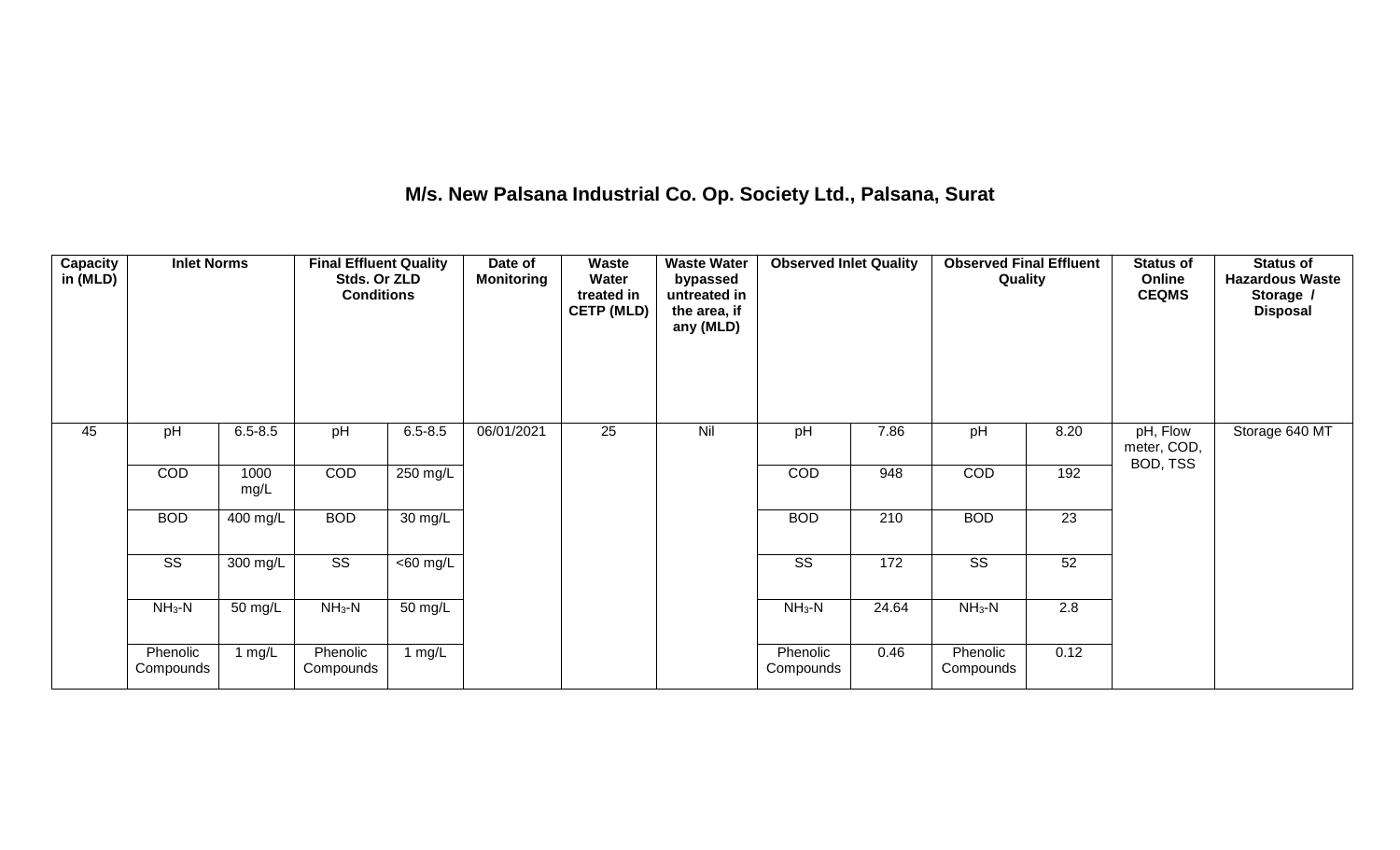# M/s. New Palsana Industrial Co. Op. Society Ltd., Palsana, Surat

| Capacity in (MLD) | Inlet Norms | | Final Effluent Quality Stds. Or ZLD Conditions | | Date of Monitoring | Waste Water treated in CETP (MLD) | Waste Water bypassed untreated in the area, if any (MLD) | Observed Inlet Quality | | Observed Final Effluent Quality | | Status of Online CEQMS | Status of Hazardous Waste Storage / Disposal |
|---|---|---|---|---|---|---|---|---|---|---|---|---|---|
| 45 | pH | 6.5-8.5 | pH | 6.5-8.5 | 06/01/2021 | 25 | Nil | pH | 7.86 | pH | 8.20 | pH, Flow meter, COD, BOD, TSS | Storage 640 MT |
| | COD | 1000 mg/L | COD | 250 mg/L | | | | COD | 948 | COD | 192 | | |
| | BOD | 400 mg/L | BOD | 30 mg/L | | | | BOD | 210 | BOD | 23 | | |
| | SS | 300 mg/L | SS | <60 mg/L | | | | SS | 172 | SS | 52 | | |
| | $NH_3$-N | 50 mg/L | $NH_3$-N | 50 mg/L | | | | $NH_3$-N | 24.64 | $NH_3$-N | 2.8 | | |
| | Phenolic Compounds | 1 mg/L | Phenolic Compounds | 1 mg/L | | | | Phenolic Compounds | 0.46 | Phenolic Compounds | 0.12 | | |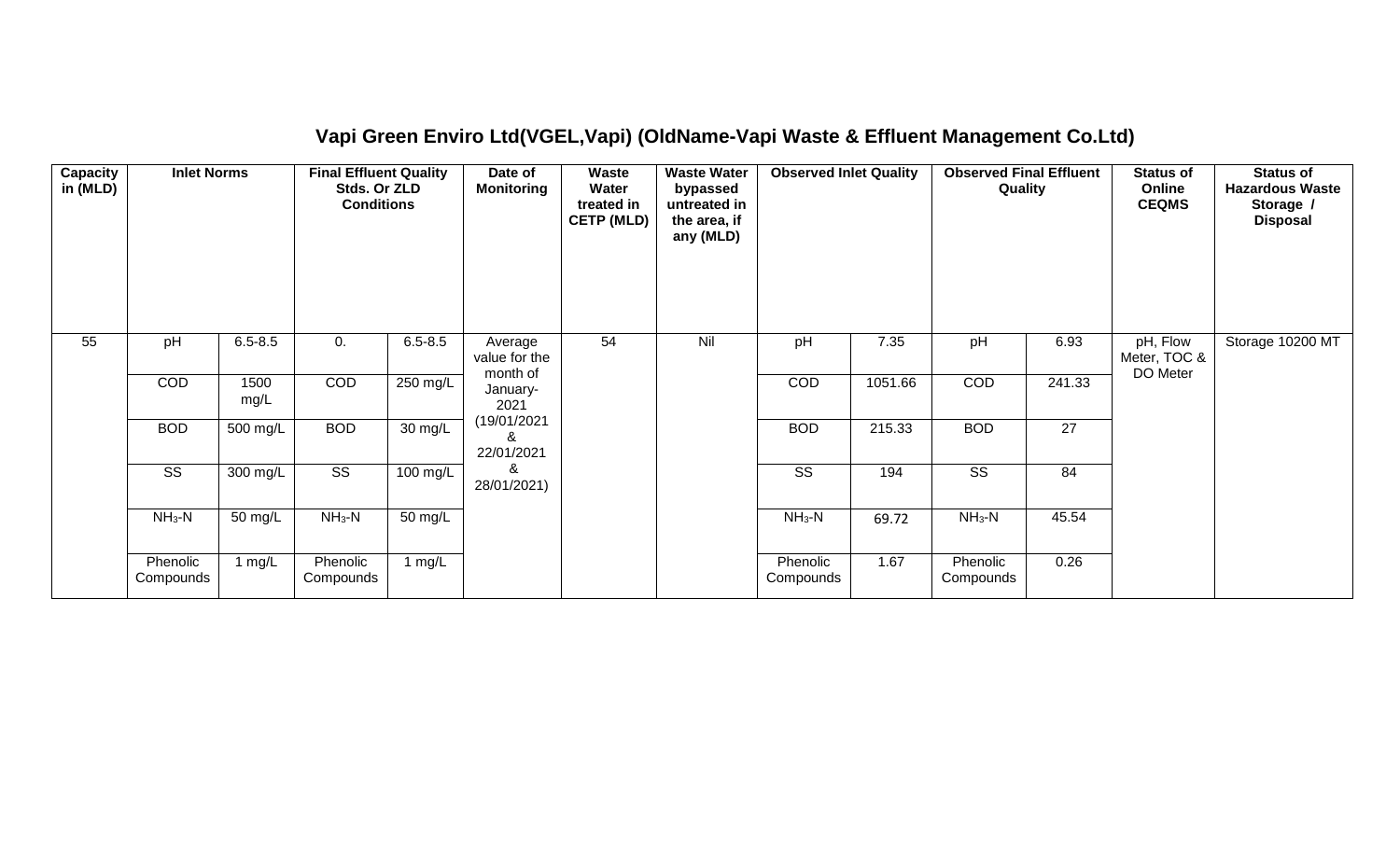# Vapi Green Enviro Ltd(VGEL,Vapi) (OldName-Vapi Waste & Effluent Management Co.Ltd)

| Capacity in (MLD) | Inlet Norms | | Final Effluent Quality Stds. Or ZLD Conditions | | Date of Monitoring | Waste Water treated in CETP (MLD) | Waste Water bypassed untreated in the area, if any (MLD) | Observed Inlet Quality | | Observed Final Effluent Quality | | Status of Online CEQMS | Status of Hazardous Waste Storage / Disposal |
|---|---|---|---|---|---|---|---|---|---|---|---|---|---|
| 55 | pH | 6.5-8.5 | 0. | 6.5-8.5 | Average value for the month of January-2021 (19/01/2021 & 22/01/2021 & 28/01/2021) | 54 | Nil | pH | 7.35 | pH | 6.93 | pH, Flow Meter, TOC & DO Meter | Storage 10200 MT |
| | COD | 1500 mg/L | COD | 250 mg/L | | | | COD | 1051.66 | COD | 241.33 | | |
| | BOD | 500 mg/L | BOD | 30 mg/L | | | | BOD | 215.33 | BOD | 27 | | |
| | SS | 300 mg/L | SS | 100 mg/L | | | | SS | 194 | SS | 84 | | |
| | $NH_3$-N | 50 mg/L | $NH_3$-N | 50 mg/L | | | | $NH_3$-N | 69.72 | $NH_3$-N | 45.54 | | |
| | Phenolic Compounds | 1 mg/L | Phenolic Compounds | 1 mg/L | | | | Phenolic Compounds | 1.67 | Phenolic Compounds | 0.26 | | |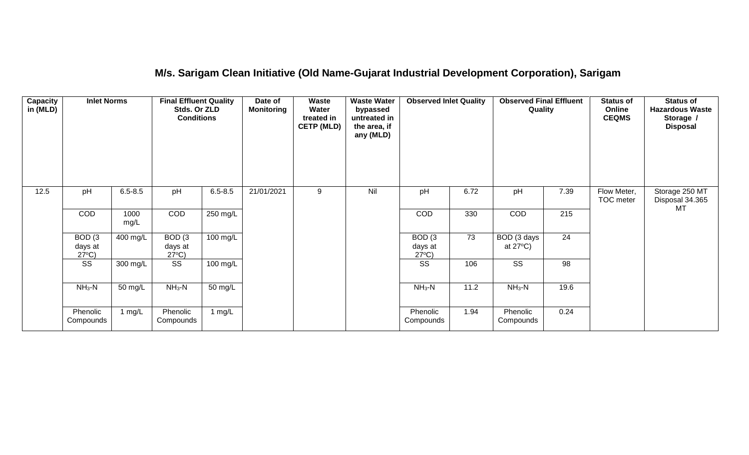## M/s. Sarigam Clean Initiative (Old Name-Gujarat Industrial Development Corporation), Sarigam

| Capacity in (MLD) | Inlet Norms | | Final Effluent Quality Stds. Or ZLD Conditions | | Date of Monitoring | Waste Water treated in CETP (MLD) | Waste Water bypassed untreated in the area, if any (MLD) | Observed Inlet Quality | | Observed Final Effluent Quality | | Status of Online CEQMS | Status of Hazardous Waste Storage / Disposal |
|---|---|---|---|---|---|---|---|---|---|---|---|---|---|
| 12.5 | pH | 6.5-8.5 | pH | 6.5-8.5 | 21/01/2021 | 9 | Nil | pH | 6.72 | pH | 7.39 | Flow Meter, TOC meter | Storage 250 MT Disposal 34.365 MT |
| | COD | 1000 mg/L | COD | 250 mg/L | | | | COD | 330 | COD | 215 | | |
| | BOD (3 days at 27°C) | 400 mg/L | BOD (3 days at 27°C) | 100 mg/L | | | | BOD (3 days at 27°C) | 73 | BOD (3 days at 27°C) | 24 | | |
| | SS | 300 mg/L | SS | 100 mg/L | | | | SS | 106 | SS | 98 | | |
| | $NH_3$-N | 50 mg/L | $NH_3$-N | 50 mg/L | | | | $NH_3$-N | 11.2 | $NH_3$-N | 19.6 | | |
| | Phenolic Compounds | 1 mg/L | Phenolic Compounds | 1 mg/L | | | | Phenolic Compounds | 1.94 | Phenolic Compounds | 0.24 | | |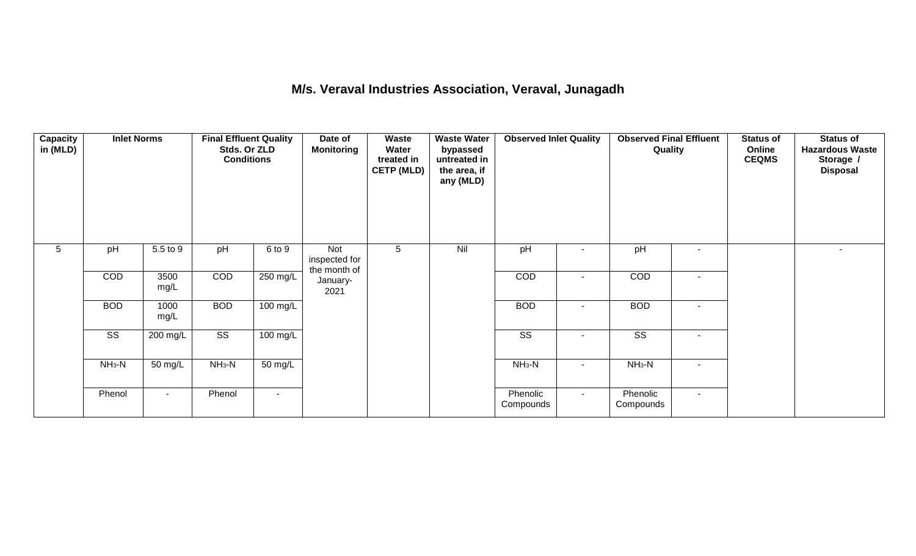## M/s. Veraval Industries Association, Veraval, Junagadh

| Capacity in (MLD) | Inlet Norms | | Final Effluent Quality Stds. Or ZLD Conditions | | Date of Monitoring | Waste Water treated in CETP (MLD) | Waste Water bypassed untreated in the area, if any (MLD) | Observed Inlet Quality | | Observed Final Effluent Quality | | Status of Online CEQMS | Status of Hazardous Waste Storage / Disposal |
|---|---|---|---|---|---|---|---|---|---|---|---|---|---|
| 5 | pH | 5.5 to 9 | pH | 6 to 9 | Not inspected for the month of January-2021 | 5 | Nil | pH | - | pH | - | | - |
| | COD | 3500 mg/L | COD | 250 mg/L | | | | COD | - | COD | - | | |
| | BOD | 1000 mg/L | BOD | 100 mg/L | | | | BOD | - | BOD | - | | |
| | SS | 200 mg/L | SS | 100 mg/L | | | | SS | - | SS | - | | |
| | $NH_3$-N | 50 mg/L | $NH_3$-N | 50 mg/L | | | | $NH_3$-N | - | $NH_3$-N | - | | |
| | Phenol | - | Phenol | - | | | | Phenolic Compounds | - | Phenolic Compounds | - | | |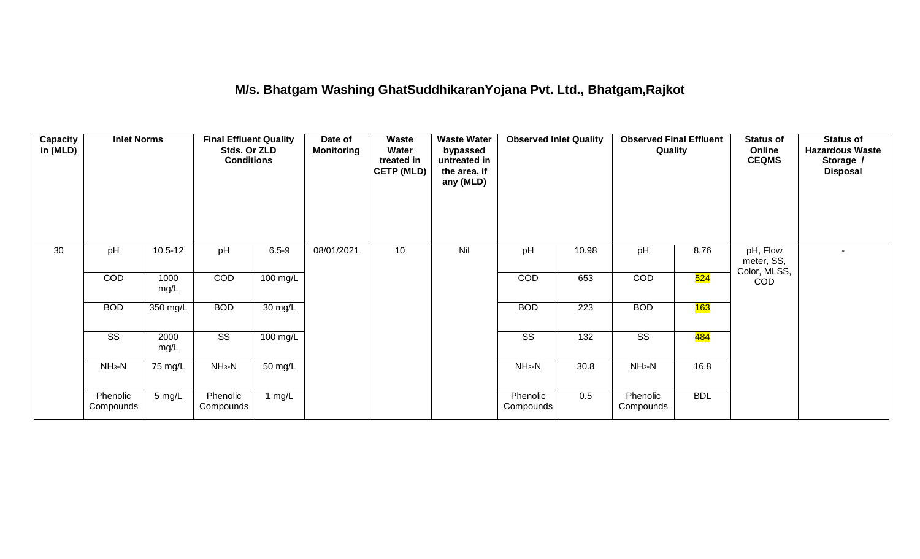# M/s. Bhatgam Washing GhatSuddhikaranYojana Pvt. Ltd., Bhatgam,Rajkot

| Capacity in (MLD) | Inlet Norms | | Final Effluent Quality Stds. Or ZLD Conditions | | Date of Monitoring | Waste Water treated in CETP (MLD) | Waste Water bypassed untreated in the area, if any (MLD) | Observed Inlet Quality | | Observed Final Effluent Quality | | Status of Online CEQMS | Status of Hazardous Waste Storage / Disposal |
|---|---|---|---|---|---|---|---|---|---|---|---|---|---|
| 30 | pH | 10.5-12 | pH | 6.5-9 | 08/01/2021 | 10 | Nil | pH | 10.98 | pH | 8.76 | pH, Flow meter, SS, Color, MLSS, COD | - |
| | COD | 1000 mg/L | COD | 100 mg/L | | | | COD | 653 | COD | 524 | | |
| | BOD | 350 mg/L | BOD | 30 mg/L | | | | BOD | 223 | BOD | 163 | | |
| | SS | 2000 mg/L | SS | 100 mg/L | | | | SS | 132 | SS | 484 | | |
| | $NH_3$-N | 75 mg/L | $NH_3$-N | 50 mg/L | | | | $NH_3$-N | 30.8 | $NH_3$-N | 16.8 | | |
| | Phenolic Compounds | 5 mg/L | Phenolic Compounds | 1 mg/L | | | | Phenolic Compounds | 0.5 | Phenolic Compounds | BDL | | |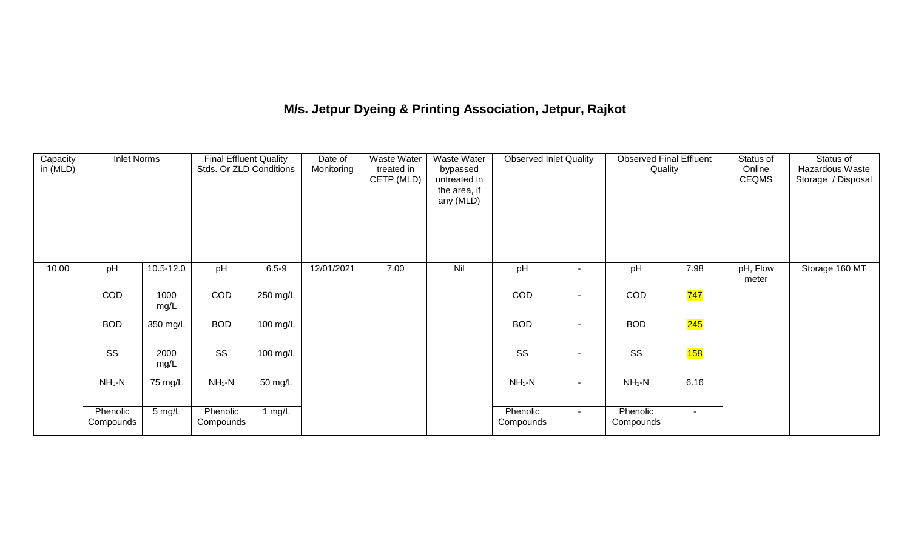# M/s. Jetpur Dyeing & Printing Association, Jetpur, Rajkot

| Capacity in (MLD) | Inlet Norms | | Final Effluent Quality Stds. Or ZLD Conditions | | Date of Monitoring | Waste Water treated in CETP (MLD) | Waste Water bypassed untreated in the area, if any (MLD) | Observed Inlet Quality | | Observed Final Effluent Quality | | Status of Online CEQMS | Status of Hazardous Waste Storage / Disposal |
|---|---|---|---|---|---|---|---|---|---|---|---|---|---|
| 10.00 | pH | 10.5-12.0 | pH | 6.5-9 | 12/01/2021 | 7.00 | Nil | pH | - | pH | 7.98 | pH, Flow meter | Storage 160 MT |
| | COD | 1000 mg/L | COD | 250 mg/L | | | | COD | - | COD | 747 | | |
| | BOD | 350 mg/L | BOD | 100 mg/L | | | | BOD | - | BOD | 245 | | |
| | SS | 2000 mg/L | SS | 100 mg/L | | | | SS | - | SS | 158 | | |
| | $NH_3$-N | 75 mg/L | $NH_3$-N | 50 mg/L | | | | $NH_3$-N | - | $NH_3$-N | 6.16 | | |
| | Phenolic Compounds | 5 mg/L | Phenolic Compounds | 1 mg/L | | | | Phenolic Compounds | - | Phenolic Compounds | - | | |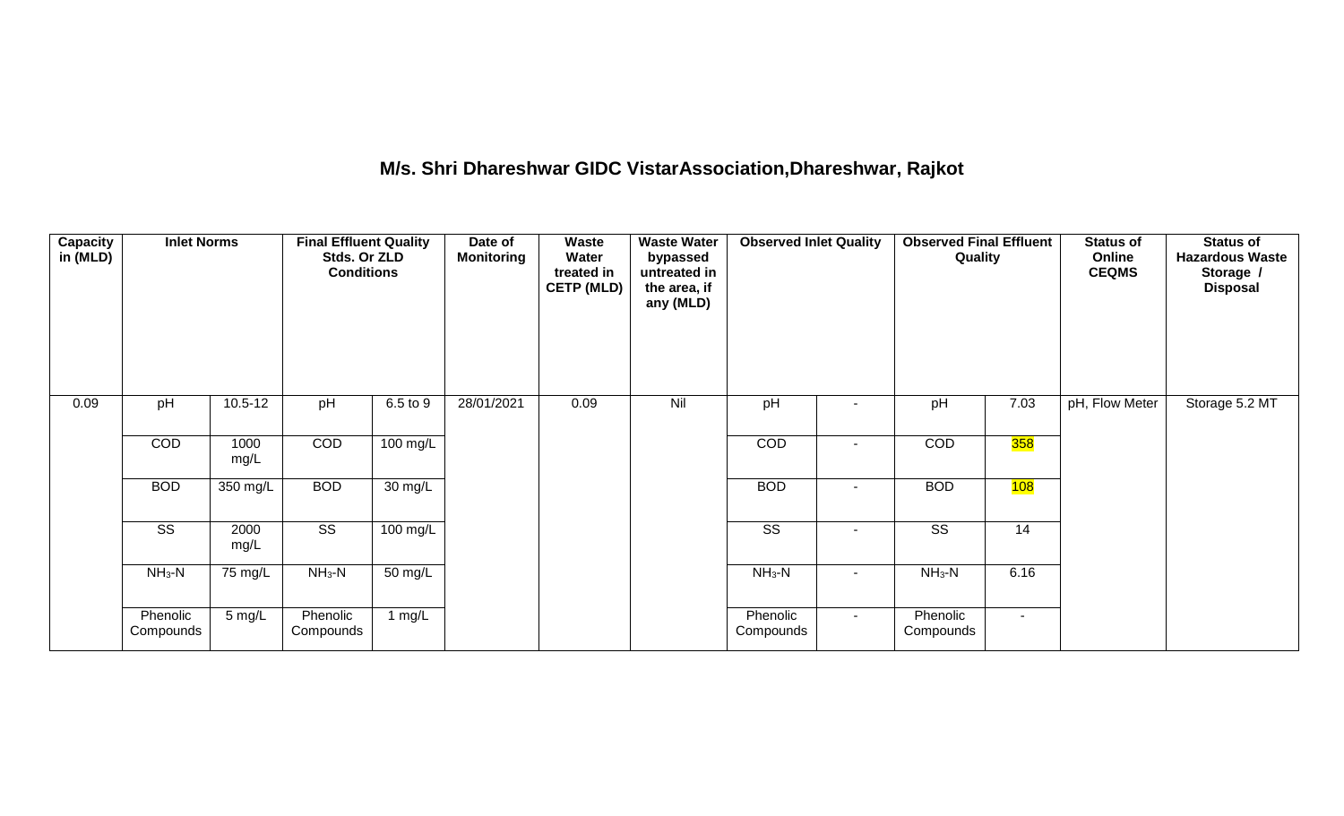# M/s. Shri Dhareshwar GIDC VistarAssociation,Dhareshwar, Rajkot

| Capacity in (MLD) | Inlet Norms | | Final Effluent Quality Stds. Or ZLD Conditions | | Date of Monitoring | Waste Water treated in CETP (MLD) | Waste Water bypassed untreated in the area, if any (MLD) | Observed Inlet Quality | | Observed Final Effluent Quality | | Status of Online CEQMS | Status of Hazardous Waste Storage / Disposal |
|---|---|---|---|---|---|---|---|---|---|---|---|---|---|
| 0.09 | pH | 10.5-12 | pH | 6.5 to 9 | 28/01/2021 | 0.09 | Nil | pH | - | pH | 7.03 | pH, Flow Meter | Storage 5.2 MT |
| | COD | 1000 mg/L | COD | 100 mg/L | | | | COD | - | COD | 358 | | |
| | BOD | 350 mg/L | BOD | 30 mg/L | | | | BOD | - | BOD | 108 | | |
| | SS | 2000 mg/L | SS | 100 mg/L | | | | SS | - | SS | 14 | | |
| | $NH_3$-N | 75 mg/L | $NH_3$-N | 50 mg/L | | | | $NH_3$-N | - | $NH_3$-N | 6.16 | | |
| | Phenolic Compounds | 5 mg/L | Phenolic Compounds | 1 mg/L | | | | Phenolic Compounds | - | Phenolic Compounds | - | | |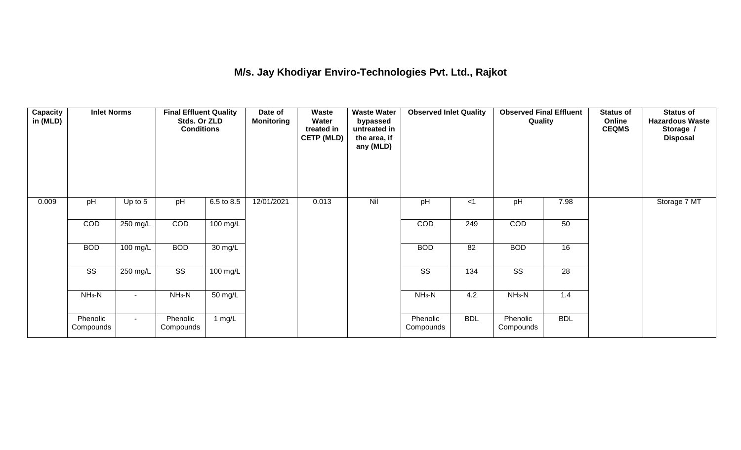# M/s. Jay Khodiyar Enviro-Technologies Pvt. Ltd., Rajkot

| Capacity in (MLD) | Inlet Norms | | Final Effluent Quality Stds. Or ZLD Conditions | | Date of Monitoring | Waste Water treated in CETP (MLD) | Waste Water bypassed untreated in the area, if any (MLD) | Observed Inlet Quality | | Observed Final Effluent Quality | | Status of Online CEQMS | Status of Hazardous Waste Storage / Disposal |
|---|---|---|---|---|---|---|---|---|---|---|---|---|---|
| 0.009 | pH | Up to 5 | pH | 6.5 to 8.5 | 12/01/2021 | 0.013 | Nil | pH | <1 | pH | 7.98 | | Storage 7 MT |
| | COD | 250 mg/L | COD | 100 mg/L | | | | COD | 249 | COD | 50 | | |
| | BOD | 100 mg/L | BOD | 30 mg/L | | | | BOD | 82 | BOD | 16 | | |
| | SS | 250 mg/L | SS | 100 mg/L | | | | SS | 134 | SS | 28 | | |
| | $NH_3$-N | - | $NH_3$-N | 50 mg/L | | | | $NH_3$-N | 4.2 | $NH_3$-N | 1.4 | | |
| | Phenolic Compounds | - | Phenolic Compounds | 1 mg/L | | | | Phenolic Compounds | BDL | Phenolic Compounds | BDL | | |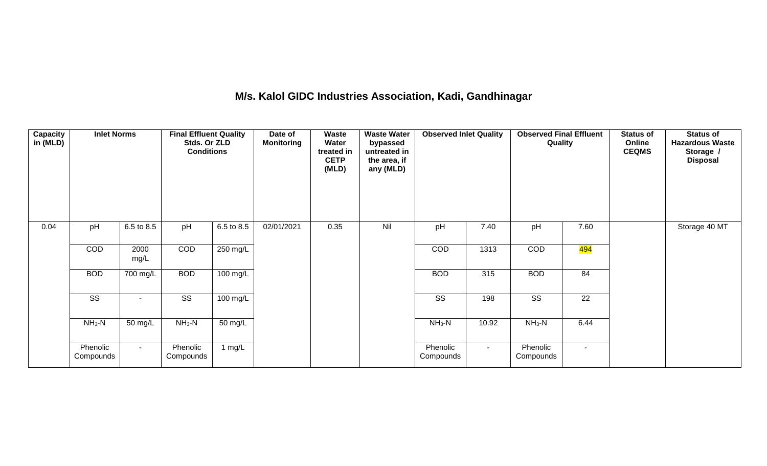## M/s. Kalol GIDC Industries Association, Kadi, Gandhinagar

| Capacity in (MLD) | Inlet Norms | | Final Effluent Quality Stds. Or ZLD Conditions | | Date of Monitoring | Waste Water treated in CETP (MLD) | Waste Water bypassed untreated in the area, if any (MLD) | Observed Inlet Quality | | Observed Final Effluent Quality | | Status of Online CEQMS | Status of Hazardous Waste Storage / Disposal |
|---|---|---|---|---|---|---|---|---|---|---|---|---|---|
| 0.04 | pH | 6.5 to 8.5 | pH | 6.5 to 8.5 | 02/01/2021 | 0.35 | Nil | pH | 7.40 | pH | 7.60 | | Storage 40 MT |
| | COD | 2000 mg/L | COD | 250 mg/L | | | | COD | 1313 | COD | 494 | | |
| | BOD | 700 mg/L | BOD | 100 mg/L | | | | BOD | 315 | BOD | 84 | | |
| | SS | - | SS | 100 mg/L | | | | SS | 198 | SS | 22 | | |
| | $NH_3$-N | 50 mg/L | $NH_3$-N | 50 mg/L | | | | $NH_3$-N | 10.92 | $NH_3$-N | 6.44 | | |
| | Phenolic Compounds | - | Phenolic Compounds | 1 mg/L | | | | Phenolic Compounds | - | Phenolic Compounds | - | | |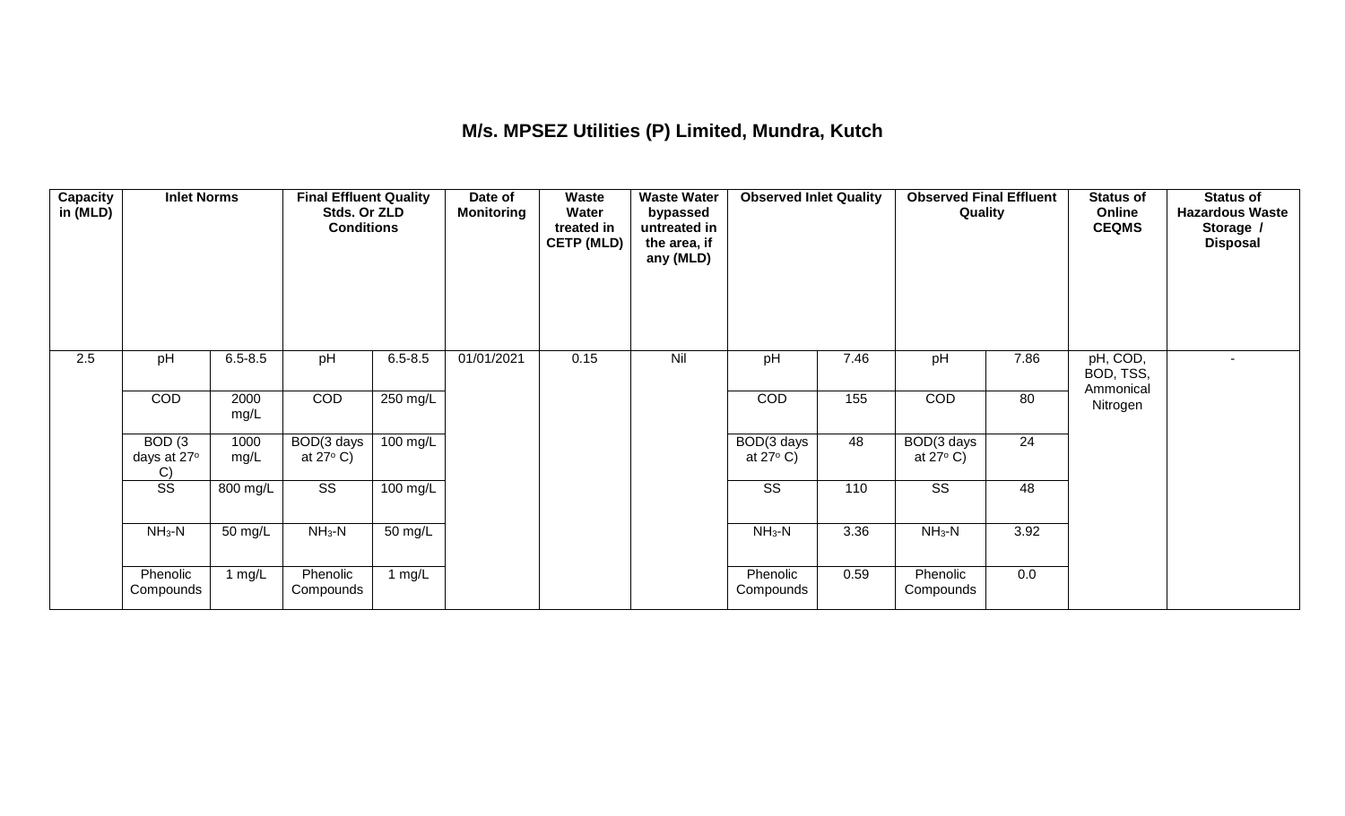# M/s. MPSEZ Utilities (P) Limited, Mundra, Kutch

| Capacity in (MLD) | Inlet Norms | | Final Effluent Quality Stds. Or ZLD Conditions | | Date of Monitoring | Waste Water treated in CETP (MLD) | Waste Water bypassed untreated in the area, if any (MLD) | Observed Inlet Quality | | Observed Final Effluent Quality | | Status of Online CEQMS | Status of Hazardous Waste Storage / Disposal |
|---|---|---|---|---|---|---|---|---|---|---|---|---|---|
| 2.5 | pH | 6.5-8.5 | pH | 6.5-8.5 | 01/01/2021 | 0.15 | Nil | pH | 7.46 | pH | 7.86 | pH, COD, BOD, TSS, Ammonical Nitrogen | - |
| | COD | 2000 mg/L | COD | 250 mg/L | | | | COD | 155 | COD | 80 | | |
| | BOD (3 days at 27° C) | 1000 mg/L | BOD(3 days at 27° C) | 100 mg/L | | | | BOD(3 days at 27° C) | 48 | BOD(3 days at 27° C) | 24 | | |
| | SS | 800 mg/L | SS | 100 mg/L | | | | SS | 110 | SS | 48 | | |
| | $NH_3$-N | 50 mg/L | $NH_3$-N | 50 mg/L | | | | $NH_3$-N | 3.36 | $NH_3$-N | 3.92 | | |
| | Phenolic Compounds | 1 mg/L | Phenolic Compounds | 1 mg/L | | | | Phenolic Compounds | 0.59 | Phenolic Compounds | 0.0 | | |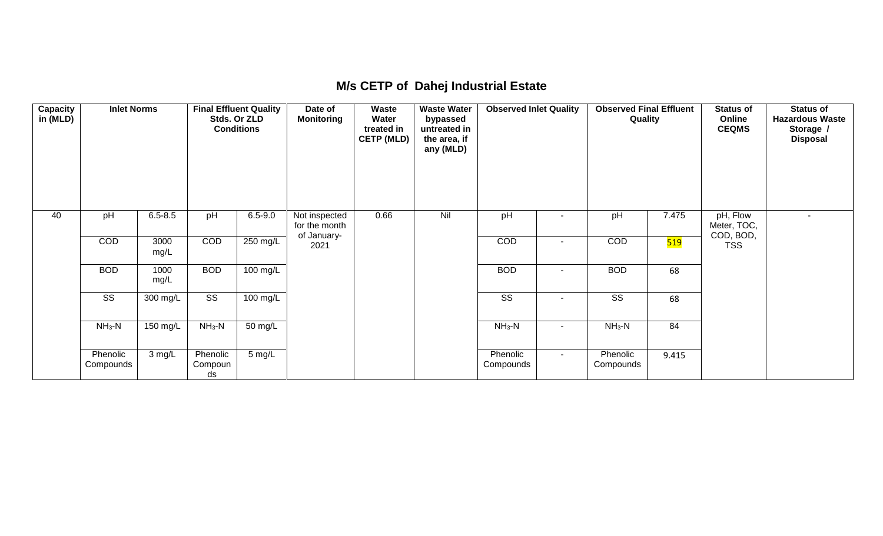# M/s CETP of Dahej Industrial Estate

| Capacity in (MLD) | Inlet Norms | | Final Effluent Quality Stds. Or ZLD Conditions | | Date of Monitoring | Waste Water treated in CETP (MLD) | Waste Water bypassed untreated in the area, if any (MLD) | Observed Inlet Quality | | Observed Final Effluent Quality | | Status of Online CEQMS | Status of Hazardous Waste Storage / Disposal |
|---|---|---|---|---|---|---|---|---|---|---|---|---|---|
| 40 | pH | 6.5-8.5 | pH | 6.5-9.0 | Not inspected for the month of January-2021 | 0.66 | Nil | pH | - | pH | 7.475 | pH, Flow Meter, TOC, COD, BOD, TSS | - |
| | COD | 3000 mg/L | COD | 250 mg/L | | | | COD | - | COD | 519 | | |
| | BOD | 1000 mg/L | BOD | 100 mg/L | | | | BOD | - | BOD | 68 | | |
| | SS | 300 mg/L | SS | 100 mg/L | | | | SS | - | SS | 68 | | |
| | $NH_3$-N | 150 mg/L | $NH_3$-N | 50 mg/L | | | | $NH_3$-N | - | $NH_3$-N | 84 | | |
| | Phenolic Compounds | 3 mg/L | Phenolic Compounds | 5 mg/L | | | | Phenolic Compounds | - | Phenolic Compounds | 9.415 | | |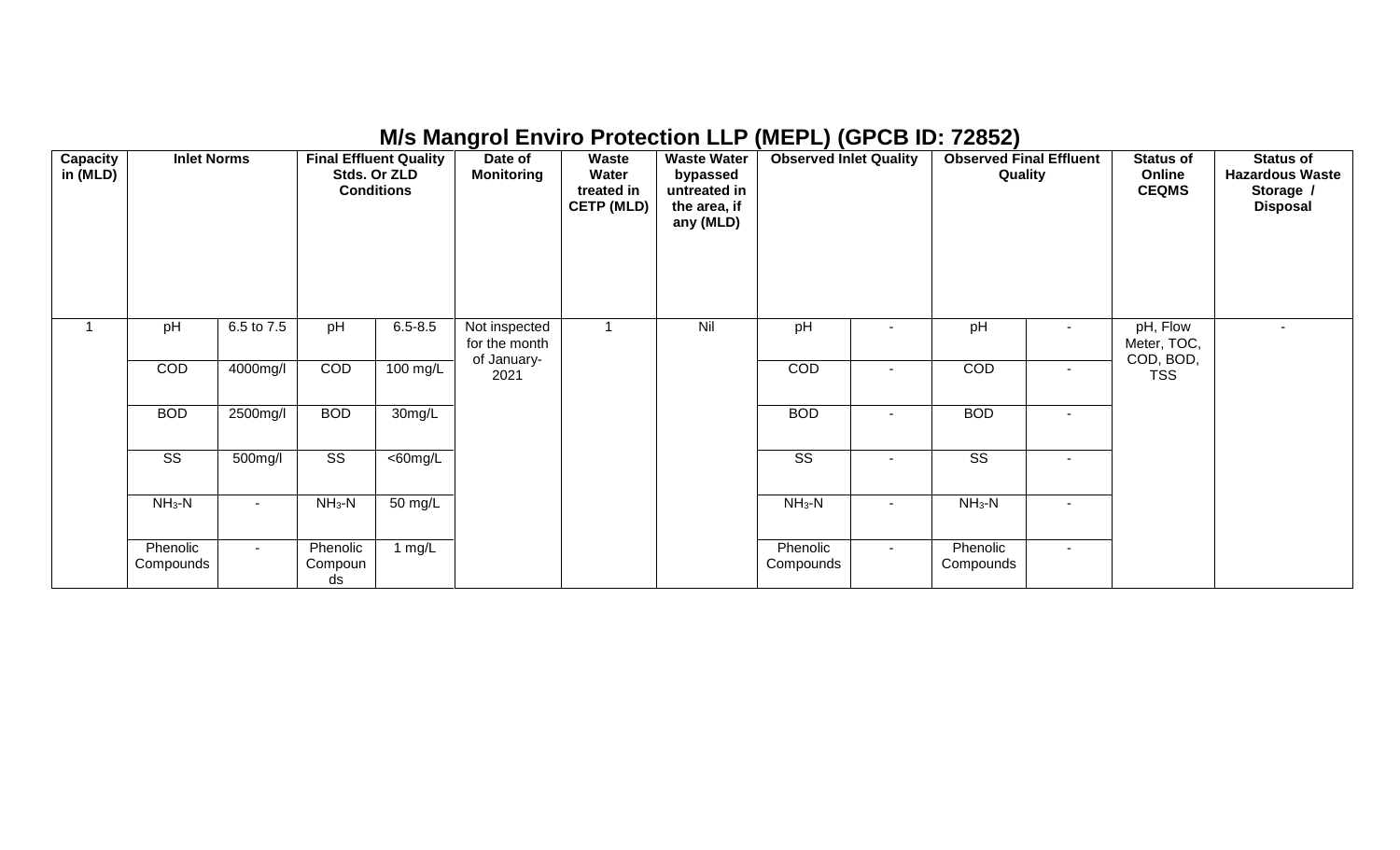## M/s Mangrol Enviro Protection LLP (MEPL) (GPCB ID: 72852)

| Capacity in (MLD) | Inlet Norms | | Final Effluent Quality Stds. Or ZLD Conditions | | Date of Monitoring | Waste Water treated in CETP (MLD) | Waste Water bypassed untreated in the area, if any (MLD) | Observed Inlet Quality | | Observed Final Effluent Quality | | Status of Online CEQMS | Status of Hazardous Waste Storage / Disposal |
|---|---|---|---|---|---|---|---|---|---|---|---|---|---|
| 1 | pH | 6.5 to 7.5 | pH | 6.5-8.5 | Not inspected for the month of January-2021 | 1 | Nil | pH | - | pH | - | pH, Flow Meter, TOC, COD, BOD, TSS | - |
| | COD | 4000mg/l | COD | 100 mg/L | | | | COD | - | COD | - | | |
| | BOD | 2500mg/l | BOD | 30mg/L | | | | BOD | - | BOD | - | | |
| | SS | 500mg/l | SS | <60mg/L | | | | SS | - | SS | - | | |
| | $NH_3$-N | - | $NH_3$-N | 50 mg/L | | | | $NH_3$-N | - | $NH_3$-N | - | | |
| | Phenolic Compounds | - | Phenolic Compounds | 1 mg/L | | | | Phenolic Compounds | - | Phenolic Compounds | - | | |